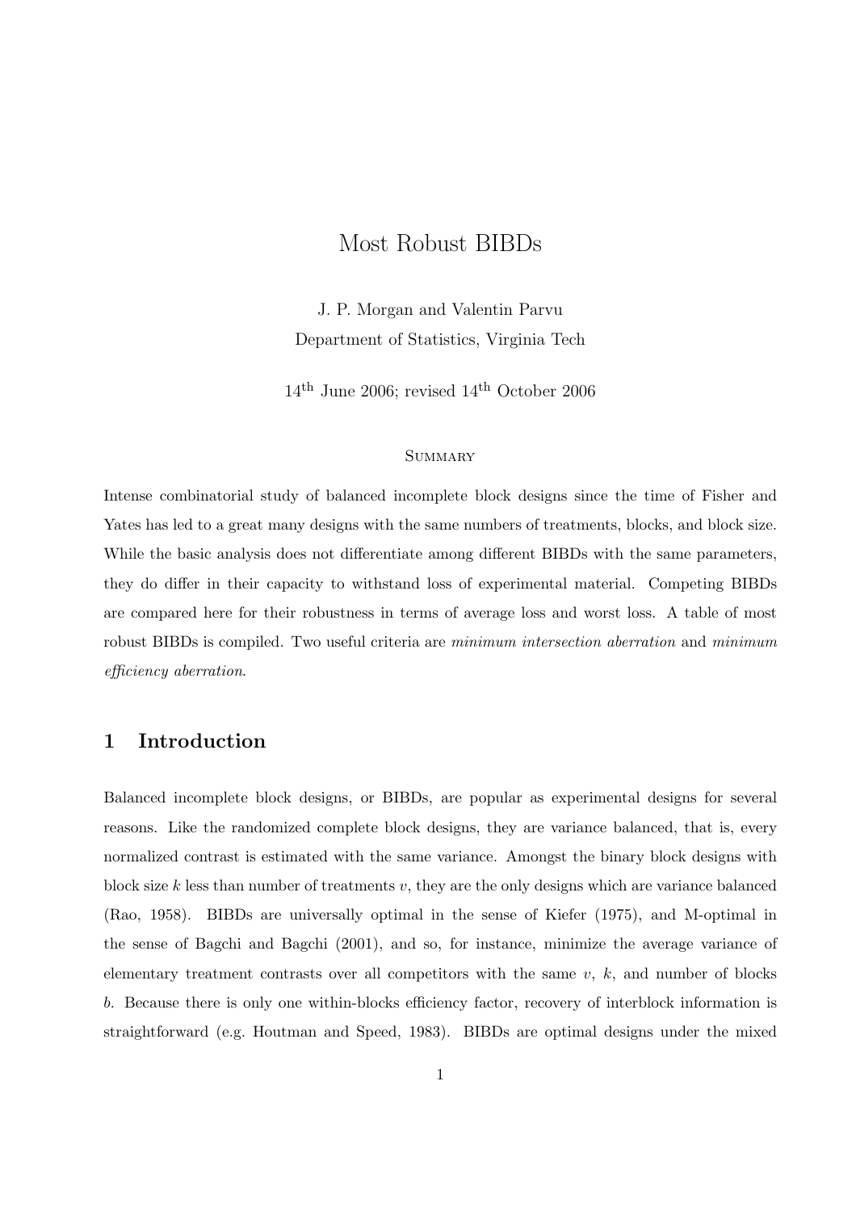# Most Robust BIBDs

J. P. Morgan and Valentin Parvu

Department of Statistics, Virginia Tech

14th June 2006; revised 14th October 2006

### Summary

Intense combinatorial study of balanced incomplete block designs since the time of Fisher and Yates has led to a great many designs with the same numbers of treatments, blocks, and block size. While the basic analysis does not differentiate among different BIBDs with the same parameters, they do differ in their capacity to withstand loss of experimental material. Competing BIBDs are compared here for their robustness in terms of average loss and worst loss. A table of most robust BIBDs is compiled. Two useful criteria are *minimum intersection aberration* and *minimum efficiency aberration*.

## 1 Introduction

Balanced incomplete block designs, or BIBDs, are popular as experimental designs for several reasons. Like the randomized complete block designs, they are variance balanced, that is, every normalized contrast is estimated with the same variance. Amongst the binary block designs with block size $k$ less than number of treatments $v$, they are the only designs which are variance balanced (Rao, 1958). BIBDs are universally optimal in the sense of Kiefer (1975), and M-optimal in the sense of Bagchi and Bagchi (2001), and so, for instance, minimize the average variance of elementary treatment contrasts over all competitors with the same $v$, $k$, and number of blocks $b$. Because there is only one within-blocks efficiency factor, recovery of interblock information is straightforward (e.g. Houtman and Speed, 1983). BIBDs are optimal designs under the mixed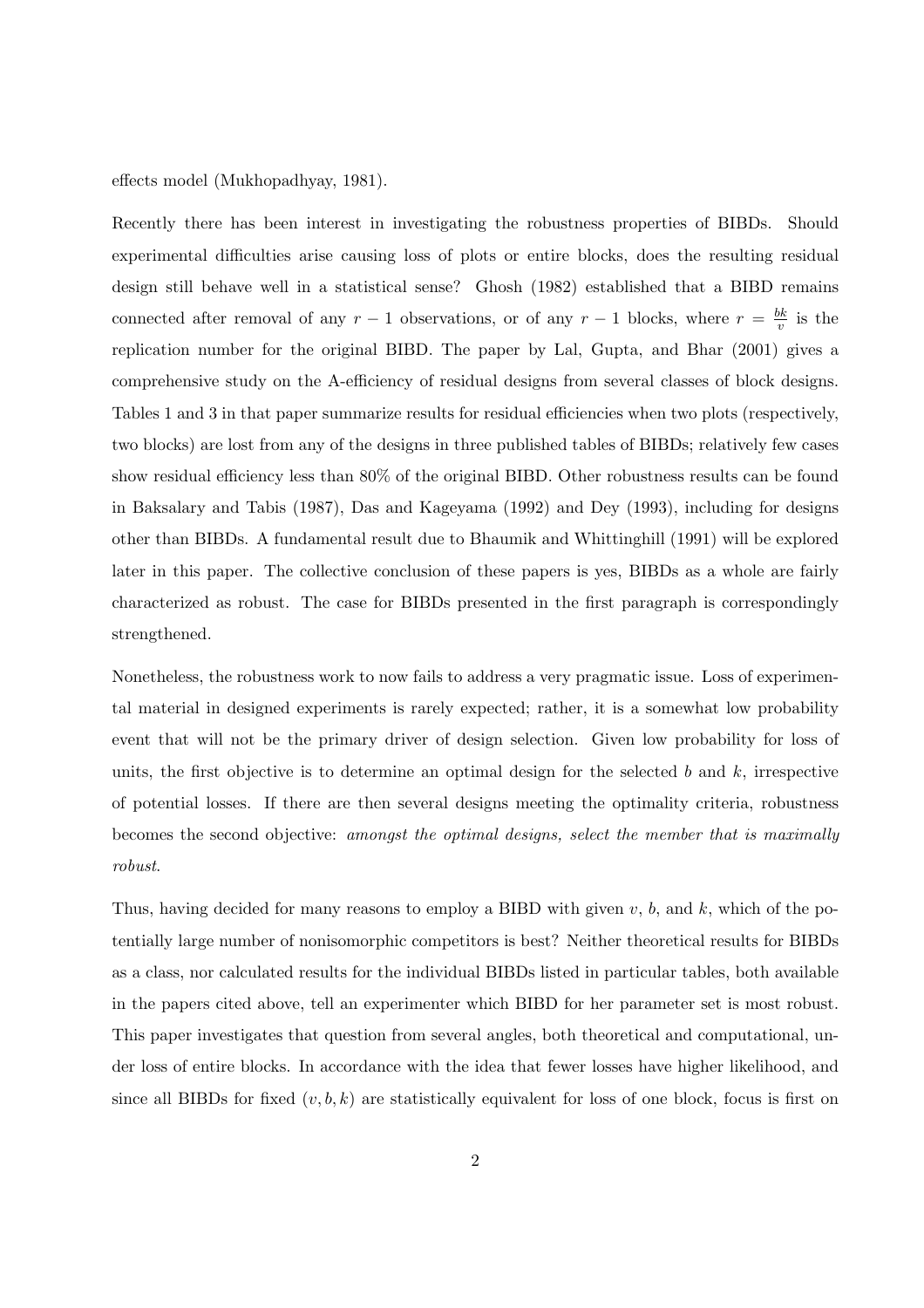effects model (Mukhopadhyay, 1981).

Recently there has been interest in investigating the robustness properties of BIBDs. Should experimental difficulties arise causing loss of plots or entire blocks, does the resulting residual design still behave well in a statistical sense? Ghosh (1982) established that a BIBD remains connected after removal of any $r-1$ observations, or of any $r-1$ blocks, where $r = \frac{bk}{v}$ is the replication number for the original BIBD. The paper by Lal, Gupta, and Bhar (2001) gives a comprehensive study on the A-efficiency of residual designs from several classes of block designs. Tables 1 and 3 in that paper summarize results for residual efficiencies when two plots (respectively, two blocks) are lost from any of the designs in three published tables of BIBDs; relatively few cases show residual efficiency less than 80% of the original BIBD. Other robustness results can be found in Baksalary and Tabis (1987), Das and Kageyama (1992) and Dey (1993), including for designs other than BIBDs. A fundamental result due to Bhaumik and Whittinghill (1991) will be explored later in this paper. The collective conclusion of these papers is yes, BIBDs as a whole are fairly characterized as robust. The case for BIBDs presented in the first paragraph is correspondingly strengthened.

Nonetheless, the robustness work to now fails to address a very pragmatic issue. Loss of experimental material in designed experiments is rarely expected; rather, it is a somewhat low probability event that will not be the primary driver of design selection. Given low probability for loss of units, the first objective is to determine an optimal design for the selected $b$ and $k$, irrespective of potential losses. If there are then several designs meeting the optimality criteria, robustness becomes the second objective: *amongst the optimal designs, select the member that is maximally robust.*

Thus, having decided for many reasons to employ a BIBD with given $v$, $b$, and $k$, which of the potentially large number of nonisomorphic competitors is best? Neither theoretical results for BIBDs as a class, nor calculated results for the individual BIBDs listed in particular tables, both available in the papers cited above, tell an experimenter which BIBD for her parameter set is most robust. This paper investigates that question from several angles, both theoretical and computational, under loss of entire blocks. In accordance with the idea that fewer losses have higher likelihood, and since all BIBDs for fixed $(v, b, k)$ are statistically equivalent for loss of one block, focus is first on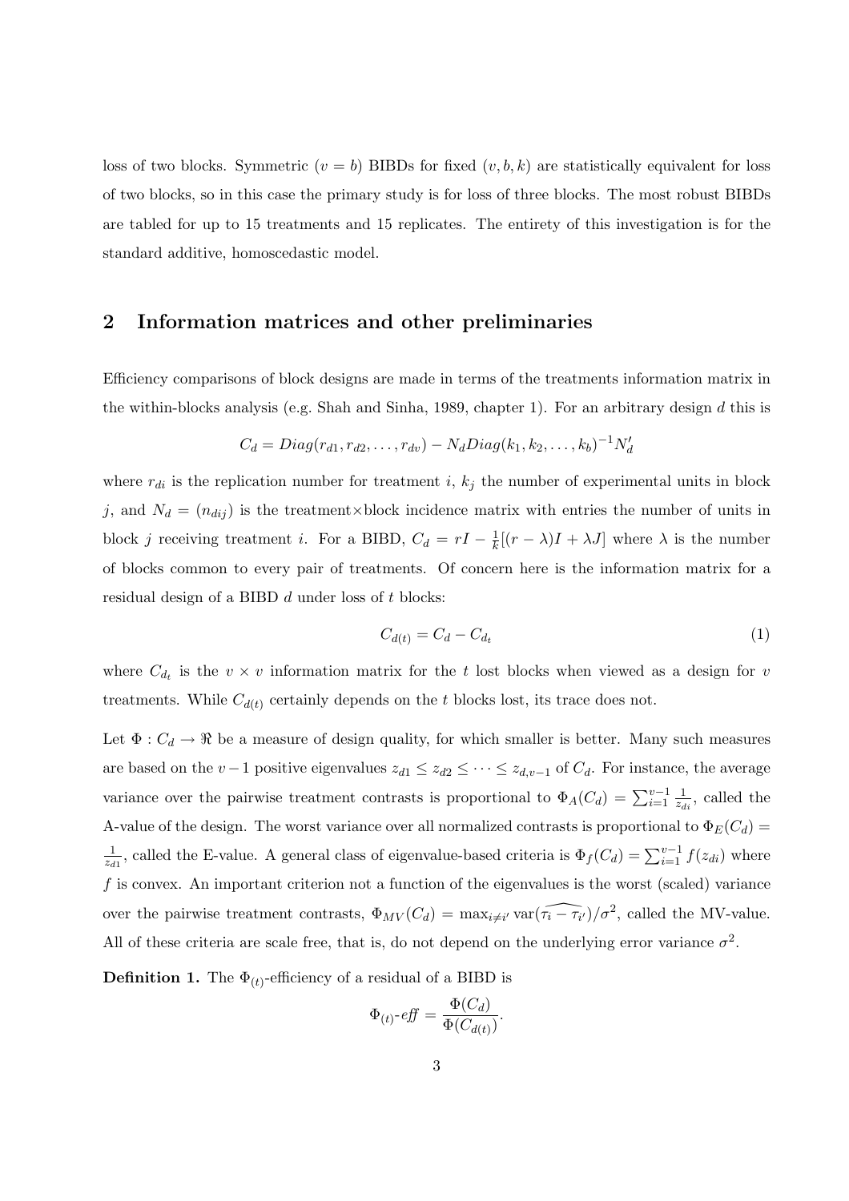loss of two blocks. Symmetric ($v = b$) BIBDs for fixed $(v, b, k)$ are statistically equivalent for loss of two blocks, so in this case the primary study is for loss of three blocks. The most robust BIBDs are tabled for up to 15 treatments and 15 replicates. The entirety of this investigation is for the standard additive, homoscedastic model.

## 2 Information matrices and other preliminaries

Efficiency comparisons of block designs are made in terms of the treatments information matrix in the within-blocks analysis (e.g. Shah and Sinha, 1989, chapter 1). For an arbitrary design $d$ this is

$$C_d = Diag(r_{d1}, r_{d2}, \ldots, r_{dv}) - N_d Diag(k_1, k_2, \ldots, k_b)^{-1} N_d'$$

where $r_{di}$ is the replication number for treatment $i$, $k_j$ the number of experimental units in block $j$, and $N_d = (n_{dij})$ is the treatment×block incidence matrix with entries the number of units in block $j$ receiving treatment $i$. For a BIBD, $C_d = rI - \frac{1}{k}[(r-\lambda)I + \lambda J]$ where $\lambda$ is the number of blocks common to every pair of treatments. Of concern here is the information matrix for a residual design of a BIBD $d$ under loss of $t$ blocks:

$$C_{d(t)} = C_d - C_{d_t} \tag{1}$$

where $C_{d_t}$ is the $v \times v$ information matrix for the $t$ lost blocks when viewed as a design for $v$ treatments. While $C_{d(t)}$ certainly depends on the $t$ blocks lost, its trace does not.

Let $\Phi : C_d \to \Re$ be a measure of design quality, for which smaller is better. Many such measures are based on the $v-1$ positive eigenvalues $z_{d1} \leq z_{d2} \leq \cdots \leq z_{d,v-1}$ of $C_d$. For instance, the average variance over the pairwise treatment contrasts is proportional to $\Phi_A(C_d) = \sum_{i=1}^{v-1} \frac{1}{z_{di}}$, called the A-value of the design. The worst variance over all normalized contrasts is proportional to $\Phi_E(C_d) = \frac{1}{z_{d1}}$, called the E-value. A general class of eigenvalue-based criteria is $\Phi_f(C_d) = \sum_{i=1}^{v-1} f(z_{di})$ where $f$ is convex. An important criterion not a function of the eigenvalues is the worst (scaled) variance over the pairwise treatment contrasts, $\Phi_{MV}(C_d) = \max_{i \neq i'} \mathrm{var}(\widehat{\tau_i - \tau_{i'}})/\sigma^2$, called the MV-value. All of these criteria are scale free, that is, do not depend on the underlying error variance $\sigma^2$.

**Definition 1.** The $\Phi_{(t)}$-efficiency of a residual of a BIBD is

$$\Phi_{(t)}\text{-}eff = \frac{\Phi(C_d)}{\Phi(C_{d(t)})}.$$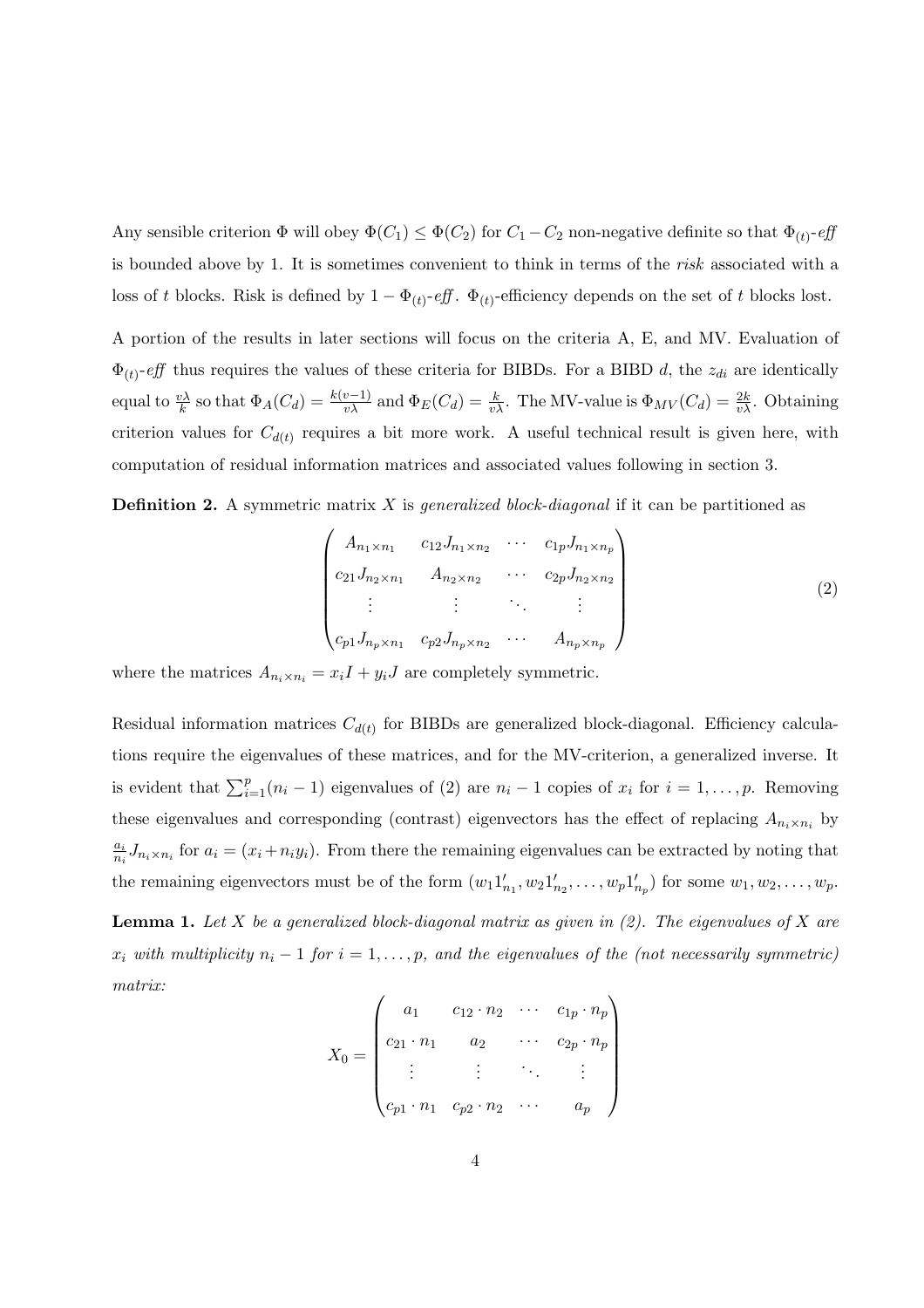Any sensible criterion $\Phi$ will obey $\Phi(C_1) \leq \Phi(C_2)$ for $C_1 - C_2$ non-negative definite so that $\Phi_{(t)}$-*eff* is bounded above by 1. It is sometimes convenient to think in terms of the *risk* associated with a loss of $t$ blocks. Risk is defined by $1 - \Phi_{(t)}$-*eff*. $\Phi_{(t)}$-efficiency depends on the set of $t$ blocks lost.

A portion of the results in later sections will focus on the criteria A, E, and MV. Evaluation of $\Phi_{(t)}$-*eff* thus requires the values of these criteria for BIBDs. For a BIBD $d$, the $z_{di}$ are identically equal to $\frac{v\lambda}{k}$ so that $\Phi_A(C_d) = \frac{k(v-1)}{v\lambda}$ and $\Phi_E(C_d) = \frac{k}{v\lambda}$. The MV-value is $\Phi_{MV}(C_d) = \frac{2k}{v\lambda}$. Obtaining criterion values for $C_{d(t)}$ requires a bit more work. A useful technical result is given here, with computation of residual information matrices and associated values following in section 3.

**Definition 2.** A symmetric matrix $X$ is *generalized block-diagonal* if it can be partitioned as

$$\begin{pmatrix} A_{n_1 \times n_1} & c_{12}J_{n_1 \times n_2} & \cdots & c_{1p}J_{n_1 \times n_p} \\ c_{21}J_{n_2 \times n_1} & A_{n_2 \times n_2} & \cdots & c_{2p}J_{n_2 \times n_2} \\ \vdots & \vdots & \ddots & \vdots \\ c_{p1}J_{n_p \times n_1} & c_{p2}J_{n_p \times n_2} & \cdots & A_{n_p \times n_p} \end{pmatrix} \tag{2}$$

where the matrices $A_{n_i \times n_i} = x_i I + y_i J$ are completely symmetric.

Residual information matrices $C_{d(t)}$ for BIBDs are generalized block-diagonal. Efficiency calculations require the eigenvalues of these matrices, and for the MV-criterion, a generalized inverse. It is evident that $\sum_{i=1}^{p}(n_i - 1)$ eigenvalues of (2) are $n_i - 1$ copies of $x_i$ for $i = 1, \ldots, p$. Removing these eigenvalues and corresponding (contrast) eigenvectors has the effect of replacing $A_{n_i \times n_i}$ by $\frac{a_i}{n_i} J_{n_i \times n_i}$ for $a_i = (x_i + n_i y_i)$. From there the remaining eigenvalues can be extracted by noting that the remaining eigenvectors must be of the form $(w_1 1'_{n_1}, w_2 1'_{n_2}, \ldots, w_p 1'_{n_p})$ for some $w_1, w_2, \ldots, w_p$.

**Lemma 1.** *Let $X$ be a generalized block-diagonal matrix as given in (2). The eigenvalues of $X$ are $x_i$ with multiplicity $n_i - 1$ for $i = 1, \ldots, p$, and the eigenvalues of the (not necessarily symmetric) matrix:*

$$X_0 = \begin{pmatrix} a_1 & c_{12} \cdot n_2 & \cdots & c_{1p} \cdot n_p \\ c_{21} \cdot n_1 & a_2 & \cdots & c_{2p} \cdot n_p \\ \vdots & \vdots & \ddots & \vdots \\ c_{p1} \cdot n_1 & c_{p2} \cdot n_2 & \cdots & a_p \end{pmatrix}$$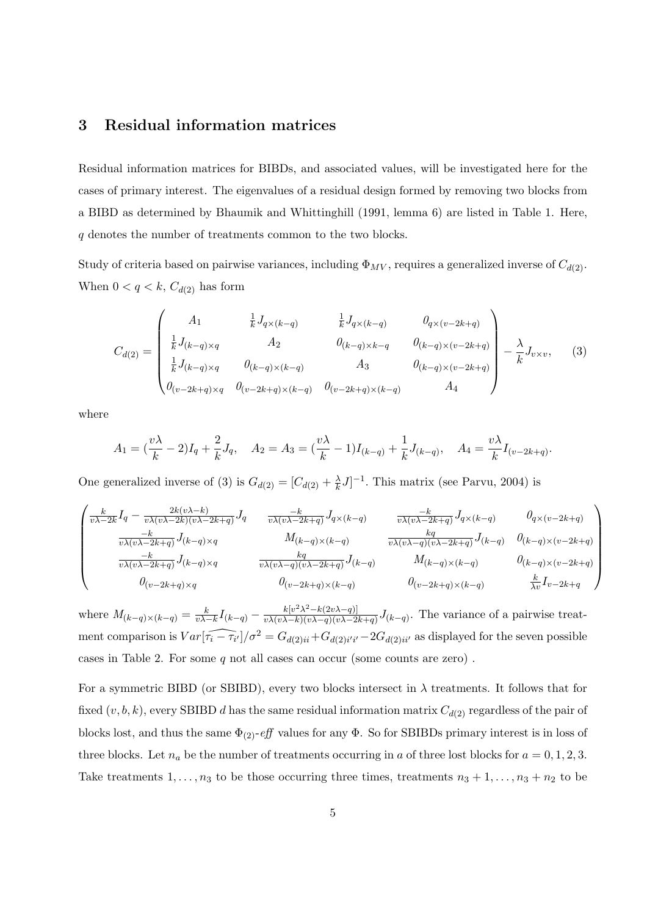## 3 Residual information matrices

Residual information matrices for BIBDs, and associated values, will be investigated here for the cases of primary interest. The eigenvalues of a residual design formed by removing two blocks from a BIBD as determined by Bhaumik and Whittinghill (1991, lemma 6) are listed in Table 1. Here, $q$ denotes the number of treatments common to the two blocks.

Study of criteria based on pairwise variances, including $\Phi_{MV}$, requires a generalized inverse of $C_{d(2)}$. When $0 < q < k$, $C_{d(2)}$ has form

$$C_{d(2)} = \begin{pmatrix} A_1 & \frac{1}{k}J_{q\times(k-q)} & \frac{1}{k}J_{q\times(k-q)} & 0_{q\times(v-2k+q)} \\ \frac{1}{k}J_{(k-q)\times q} & A_2 & 0_{(k-q)\times k-q} & 0_{(k-q)\times(v-2k+q)} \\ \frac{1}{k}J_{(k-q)\times q} & 0_{(k-q)\times(k-q)} & A_3 & 0_{(k-q)\times(v-2k+q)} \\ 0_{(v-2k+q)\times q} & 0_{(v-2k+q)\times(k-q)} & 0_{(v-2k+q)\times(k-q)} & A_4 \end{pmatrix} - \frac{\lambda}{k}J_{v\times v}, \qquad (3)$$

where

$$A_1 = (\frac{v\lambda}{k} - 2)I_q + \frac{2}{k}J_q, \quad A_2 = A_3 = (\frac{v\lambda}{k} - 1)I_{(k-q)} + \frac{1}{k}J_{(k-q)}, \quad A_4 = \frac{v\lambda}{k}I_{(v-2k+q)}.$$

One generalized inverse of (3) is $G_{d(2)} = [C_{d(2)} + \frac{\lambda}{k}J]^{-1}$. This matrix (see Parvu, 2004) is

$$\begin{pmatrix} \frac{k}{v\lambda-2k}I_q - \frac{2k(v\lambda-k)}{v\lambda(v\lambda-2k)(v\lambda-2k+q)}J_q & \frac{-k}{v\lambda(v\lambda-2k+q)}J_{q\times(k-q)} & \frac{-k}{v\lambda(v\lambda-2k+q)}J_{q\times(k-q)} & 0_{q\times(v-2k+q)} \\ \frac{-k}{v\lambda(v\lambda-2k+q)}J_{(k-q)\times q} & M_{(k-q)\times(k-q)} & \frac{kq}{v\lambda(v\lambda-q)(v\lambda-2k+q)}J_{(k-q)} & 0_{(k-q)\times(v-2k+q)} \\ \frac{-k}{v\lambda(v\lambda-2k+q)}J_{(k-q)\times q} & \frac{kq}{v\lambda(v\lambda-q)(v\lambda-2k+q)}J_{(k-q)} & M_{(k-q)\times(k-q)} & 0_{(k-q)\times(v-2k+q)} \\ 0_{(v-2k+q)\times q} & 0_{(v-2k+q)\times(k-q)} & 0_{(v-2k+q)\times(k-q)} & \frac{k}{\lambda v}I_{v-2k+q} \end{pmatrix}$$

where $M_{(k-q)\times(k-q)} = \frac{k}{v\lambda-k}I_{(k-q)} - \frac{k[v^2\lambda^2-k(2v\lambda-q)]}{v\lambda(v\lambda-k)(v\lambda-q)(v\lambda-2k+q)}J_{(k-q)}$. The variance of a pairwise treatment comparison is $Var[\widehat{\tau_i - \tau_{i'}}]/\sigma^2 = G_{d(2)ii} + G_{d(2)i'i'} - 2G_{d(2)ii'}$ as displayed for the seven possible cases in Table 2. For some $q$ not all cases can occur (some counts are zero) .

For a symmetric BIBD (or SBIBD), every two blocks intersect in $\lambda$ treatments. It follows that for fixed $(v, b, k)$, every SBIBD $d$ has the same residual information matrix $C_{d(2)}$ regardless of the pair of blocks lost, and thus the same $\Phi_{(2)}$-*eff* values for any $\Phi$. So for SBIBDs primary interest is in loss of three blocks. Let $n_a$ be the number of treatments occurring in $a$ of three lost blocks for $a = 0, 1, 2, 3$. Take treatments $1, \ldots, n_3$ to be those occurring three times, treatments $n_3 + 1, \ldots, n_3 + n_2$ to be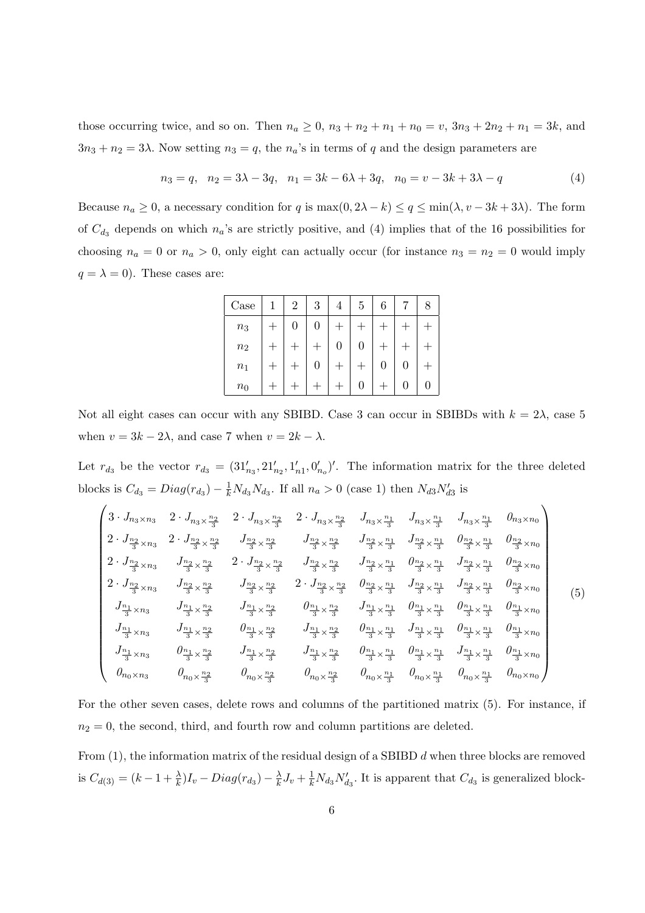those occurring twice, and so on. Then $n_a \geq 0$, $n_3 + n_2 + n_1 + n_0 = v$, $3n_3 + 2n_2 + n_1 = 3k$, and $3n_3 + n_2 = 3\lambda$. Now setting $n_3 = q$, the $n_a$'s in terms of $q$ and the design parameters are

$$n_3 = q, \quad n_2 = 3\lambda - 3q, \quad n_1 = 3k - 6\lambda + 3q, \quad n_0 = v - 3k + 3\lambda - q \tag{4}$$

Because $n_a \geq 0$, a necessary condition for $q$ is $\max(0, 2\lambda - k) \leq q \leq \min(\lambda, v - 3k + 3\lambda)$. The form of $C_{d_3}$ depends on which $n_a$'s are strictly positive, and (4) implies that of the 16 possibilities for choosing $n_a = 0$ or $n_a > 0$, only eight can actually occur (for instance $n_3 = n_2 = 0$ would imply $q = \lambda = 0$). These cases are:

| Case | 1 | 2 | 3 | 4 | 5 | 6 | 7 | 8 |
|---|---|---|---|---|---|---|---|---|
| $n_3$ | + | 0 | 0 | + | + | + | + | + |
| $n_2$ | + | + | + | 0 | 0 | + | + | + |
| $n_1$ | + | + | 0 | + | + | 0 | 0 | + |
| $n_0$ | + | + | + | + | 0 | + | 0 | 0 |

Not all eight cases can occur with any SBIBD. Case 3 can occur in SBIBDs with $k = 2\lambda$, case 5 when $v = 3k - 2\lambda$, and case 7 when $v = 2k - \lambda$.

Let $r_{d_3}$ be the vector $r_{d_3} = (31'_{n_3}, 21'_{n_2}, 1'_{n1}, 0'_{n_o})'$. The information matrix for the three deleted blocks is $C_{d_3} = Diag(r_{d_3}) - \frac{1}{k}N_{d_3}N_{d_3}$. If all $n_a > 0$ (case 1) then $N_{d3}N'_{d3}$ is

$$\begin{pmatrix}
3 \cdot J_{n_3\times n_3} & 2 \cdot J_{n_3\times \frac{n_2}{3}} & 2 \cdot J_{n_3\times \frac{n_2}{3}} & 2 \cdot J_{n_3\times \frac{n_2}{3}} & J_{n_3\times \frac{n_1}{3}} & J_{n_3\times \frac{n_1}{3}} & J_{n_3\times \frac{n_1}{3}} & 0_{n_3\times n_0} \\
2 \cdot J_{\frac{n_2}{3}\times n_3} & 2 \cdot J_{\frac{n_2}{3}\times \frac{n_2}{3}} & J_{\frac{n_2}{3}\times \frac{n_2}{3}} & J_{\frac{n_2}{3}\times \frac{n_2}{3}} & J_{\frac{n_2}{3}\times \frac{n_1}{3}} & J_{\frac{n_2}{3}\times \frac{n_1}{3}} & 0_{\frac{n_2}{3}\times \frac{n_1}{3}} & 0_{\frac{n_2}{3}\times n_0} \\
2 \cdot J_{\frac{n_2}{3}\times n_3} & J_{\frac{n_2}{3}\times \frac{n_2}{3}} & 2 \cdot J_{\frac{n_2}{3}\times \frac{n_2}{3}} & J_{\frac{n_2}{3}\times \frac{n_2}{3}} & J_{\frac{n_2}{3}\times \frac{n_1}{3}} & 0_{\frac{n_2}{3}\times \frac{n_1}{3}} & J_{\frac{n_2}{3}\times \frac{n_1}{3}} & 0_{\frac{n_2}{3}\times n_0} \\
2 \cdot J_{\frac{n_2}{3}\times n_3} & J_{\frac{n_2}{3}\times \frac{n_2}{3}} & J_{\frac{n_2}{3}\times \frac{n_2}{3}} & 2 \cdot J_{\frac{n_2}{3}\times \frac{n_2}{3}} & 0_{\frac{n_2}{3}\times \frac{n_1}{3}} & J_{\frac{n_2}{3}\times \frac{n_1}{3}} & J_{\frac{n_2}{3}\times \frac{n_1}{3}} & 0_{\frac{n_2}{3}\times n_0} \\
J_{\frac{n_1}{3}\times n_3} & J_{\frac{n_1}{3}\times \frac{n_2}{3}} & J_{\frac{n_1}{3}\times \frac{n_2}{3}} & 0_{\frac{n_1}{3}\times \frac{n_2}{3}} & J_{\frac{n_1}{3}\times \frac{n_1}{3}} & 0_{\frac{n_1}{3}\times \frac{n_1}{3}} & 0_{\frac{n_1}{3}\times \frac{n_1}{3}} & 0_{\frac{n_1}{3}\times n_0} \\
J_{\frac{n_1}{3}\times n_3} & J_{\frac{n_1}{3}\times \frac{n_2}{3}} & 0_{\frac{n_1}{3}\times \frac{n_2}{3}} & J_{\frac{n_1}{3}\times \frac{n_2}{3}} & 0_{\frac{n_1}{3}\times \frac{n_1}{3}} & J_{\frac{n_1}{3}\times \frac{n_1}{3}} & 0_{\frac{n_1}{3}\times \frac{n_1}{3}} & 0_{\frac{n_1}{3}\times n_0} \\
J_{\frac{n_1}{3}\times n_3} & 0_{\frac{n_1}{3}\times \frac{n_2}{3}} & J_{\frac{n_1}{3}\times \frac{n_2}{3}} & J_{\frac{n_1}{3}\times \frac{n_2}{3}} & 0_{\frac{n_1}{3}\times \frac{n_1}{3}} & 0_{\frac{n_1}{3}\times \frac{n_1}{3}} & J_{\frac{n_1}{3}\times \frac{n_1}{3}} & 0_{\frac{n_1}{3}\times n_0} \\
0_{n_0\times n_3} & 0_{n_0\times \frac{n_2}{3}} & 0_{n_0\times \frac{n_2}{3}} & 0_{n_0\times \frac{n_2}{3}} & 0_{n_0\times \frac{n_1}{3}} & 0_{n_0\times \frac{n_1}{3}} & 0_{n_0\times \frac{n_1}{3}} & 0_{n_0\times n_0}
\end{pmatrix} \tag{5}$$

For the other seven cases, delete rows and columns of the partitioned matrix (5). For instance, if $n_2 = 0$, the second, third, and fourth row and column partitions are deleted.

From (1), the information matrix of the residual design of a SBIBD $d$ when three blocks are removed is $C_{d(3)} = (k - 1 + \frac{\lambda}{k})I_v - Diag(r_{d_3}) - \frac{\lambda}{k}J_v + \frac{1}{k}N_{d_3}N'_{d_3}$. It is apparent that $C_{d_3}$ is generalized block-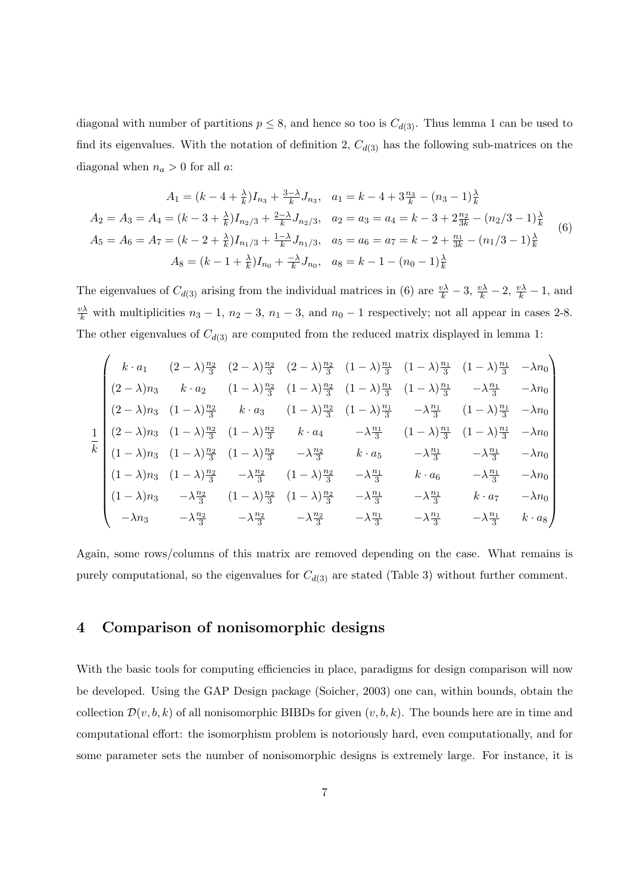diagonal with number of partitions $p \leq 8$, and hence so too is $C_{d(3)}$. Thus lemma 1 can be used to find its eigenvalues. With the notation of definition 2, $C_{d(3)}$ has the following sub-matrices on the diagonal when $n_a > 0$ for all $a$:

$$
\begin{aligned}
A_1 &= (k-4+\tfrac{\lambda}{k})I_{n_3} + \tfrac{3-\lambda}{k}J_{n_3}, \quad a_1 = k-4+3\tfrac{n_3}{k} - (n_3-1)\tfrac{\lambda}{k} \\
A_2 = A_3 = A_4 &= (k-3+\tfrac{\lambda}{k})I_{n_2/3} + \tfrac{2-\lambda}{k}J_{n_2/3}, \quad a_2 = a_3 = a_4 = k-3+2\tfrac{n_2}{3k} - (n_2/3-1)\tfrac{\lambda}{k} \\
A_5 = A_6 = A_7 &= (k-2+\tfrac{\lambda}{k})I_{n_1/3} + \tfrac{1-\lambda}{k}J_{n_1/3}, \quad a_5 = a_6 = a_7 = k-2+\tfrac{n_1}{3k} - (n_1/3-1)\tfrac{\lambda}{k} \\
A_8 &= (k-1+\tfrac{\lambda}{k})I_{n_0} + \tfrac{-\lambda}{k}J_{n_0}, \quad a_8 = k-1-(n_0-1)\tfrac{\lambda}{k}
\end{aligned} \tag{6}
$$

The eigenvalues of $C_{d(3)}$ arising from the individual matrices in (6) are $\frac{v\lambda}{k} - 3$, $\frac{v\lambda}{k} - 2$, $\frac{v\lambda}{k} - 1$, and $\frac{v\lambda}{k}$ with multiplicities $n_3 - 1$, $n_2 - 3$, $n_1 - 3$, and $n_0 - 1$ respectively; not all appear in cases 2-8. The other eigenvalues of $C_{d(3)}$ are computed from the reduced matrix displayed in lemma 1:

$$
\frac{1}{k}\begin{pmatrix}
k\cdot a_1 & (2-\lambda)\frac{n_2}{3} & (2-\lambda)\frac{n_2}{3} & (2-\lambda)\frac{n_2}{3} & (1-\lambda)\frac{n_1}{3} & (1-\lambda)\frac{n_1}{3} & (1-\lambda)\frac{n_1}{3} & -\lambda n_0 \\
(2-\lambda)n_3 & k\cdot a_2 & (1-\lambda)\frac{n_2}{3} & (1-\lambda)\frac{n_2}{3} & (1-\lambda)\frac{n_1}{3} & (1-\lambda)\frac{n_1}{3} & -\lambda\frac{n_1}{3} & -\lambda n_0 \\
(2-\lambda)n_3 & (1-\lambda)\frac{n_2}{3} & k\cdot a_3 & (1-\lambda)\frac{n_2}{3} & (1-\lambda)\frac{n_1}{3} & -\lambda\frac{n_1}{3} & (1-\lambda)\frac{n_1}{3} & -\lambda n_0 \\
(2-\lambda)n_3 & (1-\lambda)\frac{n_2}{3} & (1-\lambda)\frac{n_2}{3} & k\cdot a_4 & -\lambda\frac{n_1}{3} & (1-\lambda)\frac{n_1}{3} & (1-\lambda)\frac{n_1}{3} & -\lambda n_0 \\
(1-\lambda)n_3 & (1-\lambda)\frac{n_2}{3} & (1-\lambda)\frac{n_2}{3} & -\lambda\frac{n_2}{3} & k\cdot a_5 & -\lambda\frac{n_1}{3} & -\lambda\frac{n_1}{3} & -\lambda n_0 \\
(1-\lambda)n_3 & (1-\lambda)\frac{n_2}{3} & -\lambda\frac{n_2}{3} & (1-\lambda)\frac{n_2}{3} & -\lambda\frac{n_1}{3} & k\cdot a_6 & -\lambda\frac{n_1}{3} & -\lambda n_0 \\
(1-\lambda)n_3 & -\lambda\frac{n_2}{3} & (1-\lambda)\frac{n_2}{3} & (1-\lambda)\frac{n_2}{3} & -\lambda\frac{n_1}{3} & -\lambda\frac{n_1}{3} & k\cdot a_7 & -\lambda n_0 \\
-\lambda n_3 & -\lambda\frac{n_2}{3} & -\lambda\frac{n_2}{3} & -\lambda\frac{n_2}{3} & -\lambda\frac{n_1}{3} & -\lambda\frac{n_1}{3} & -\lambda\frac{n_1}{3} & k\cdot a_8
\end{pmatrix}
$$

Again, some rows/columns of this matrix are removed depending on the case. What remains is purely computational, so the eigenvalues for $C_{d(3)}$ are stated (Table 3) without further comment.

## 4 Comparison of nonisomorphic designs

With the basic tools for computing efficiencies in place, paradigms for design comparison will now be developed. Using the GAP Design package (Soicher, 2003) one can, within bounds, obtain the collection $\mathcal{D}(v, b, k)$ of all nonisomorphic BIBDs for given $(v, b, k)$. The bounds here are in time and computational effort: the isomorphism problem is notoriously hard, even computationally, and for some parameter sets the number of nonisomorphic designs is extremely large. For instance, it is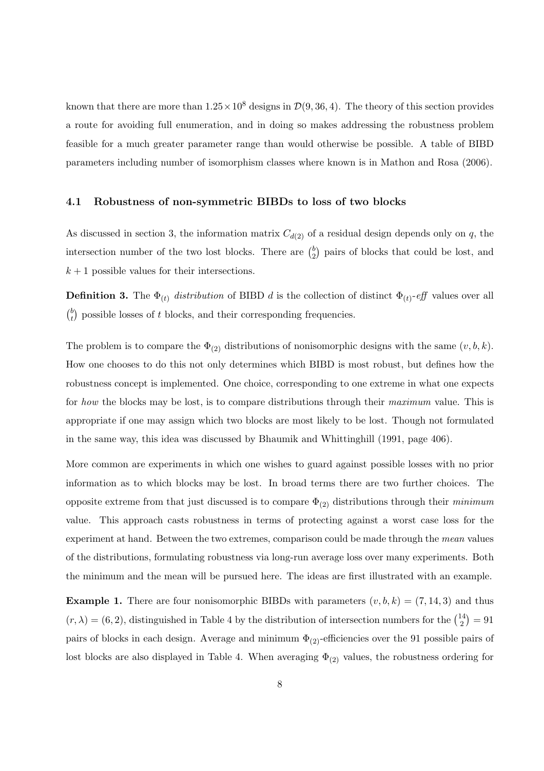known that there are more than $1.25 \times 10^8$ designs in $\mathcal{D}(9, 36, 4)$. The theory of this section provides a route for avoiding full enumeration, and in doing so makes addressing the robustness problem feasible for a much greater parameter range than would otherwise be possible. A table of BIBD parameters including number of isomorphism classes where known is in Mathon and Rosa (2006).

### 4.1 Robustness of non-symmetric BIBDs to loss of two blocks

As discussed in section 3, the information matrix $C_{d(2)}$ of a residual design depends only on $q$, the intersection number of the two lost blocks. There are $\binom{b}{2}$ pairs of blocks that could be lost, and $k+1$ possible values for their intersections.

**Definition 3.** The $\Phi_{(t)}$ *distribution* of BIBD $d$ is the collection of distinct $\Phi_{(t)}$-*eff* values over all $\binom{b}{t}$ possible losses of $t$ blocks, and their corresponding frequencies.

The problem is to compare the $\Phi_{(2)}$ distributions of nonisomorphic designs with the same $(v, b, k)$. How one chooses to do this not only determines which BIBD is most robust, but defines how the robustness concept is implemented. One choice, corresponding to one extreme in what one expects for *how* the blocks may be lost, is to compare distributions through their *maximum* value. This is appropriate if one may assign which two blocks are most likely to be lost. Though not formulated in the same way, this idea was discussed by Bhaumik and Whittinghill (1991, page 406).

More common are experiments in which one wishes to guard against possible losses with no prior information as to which blocks may be lost. In broad terms there are two further choices. The opposite extreme from that just discussed is to compare $\Phi_{(2)}$ distributions through their *minimum* value. This approach casts robustness in terms of protecting against a worst case loss for the experiment at hand. Between the two extremes, comparison could be made through the *mean* values of the distributions, formulating robustness via long-run average loss over many experiments. Both the minimum and the mean will be pursued here. The ideas are first illustrated with an example.

**Example 1.** There are four nonisomorphic BIBDs with parameters $(v, b, k) = (7, 14, 3)$ and thus $(r, \lambda) = (6, 2)$, distinguished in Table 4 by the distribution of intersection numbers for the $\binom{14}{2} = 91$ pairs of blocks in each design. Average and minimum $\Phi_{(2)}$-efficiencies over the 91 possible pairs of lost blocks are also displayed in Table 4. When averaging $\Phi_{(2)}$ values, the robustness ordering for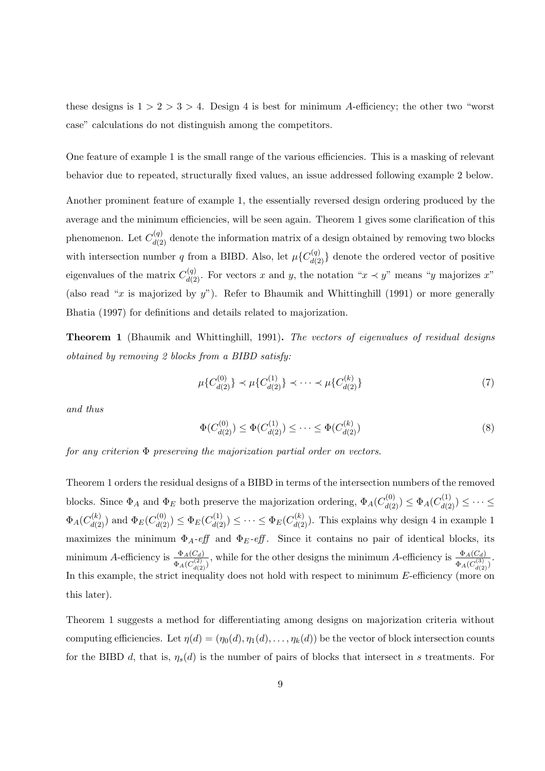these designs is $1 > 2 > 3 > 4$. Design 4 is best for minimum $A$-efficiency; the other two "worst case" calculations do not distinguish among the competitors.

One feature of example 1 is the small range of the various efficiencies. This is a masking of relevant behavior due to repeated, structurally fixed values, an issue addressed following example 2 below.

Another prominent feature of example 1, the essentially reversed design ordering produced by the average and the minimum efficiencies, will be seen again. Theorem 1 gives some clarification of this phenomenon. Let $C_{d(2)}^{(q)}$ denote the information matrix of a design obtained by removing two blocks with intersection number $q$ from a BIBD. Also, let $\mu\{C_{d(2)}^{(q)}\}$ denote the ordered vector of positive eigenvalues of the matrix $C_{d(2)}^{(q)}$. For vectors $x$ and $y$, the notation "$x \prec y$" means "$y$ majorizes $x$" (also read "$x$ is majorized by $y$"). Refer to Bhaumik and Whittinghill (1991) or more generally Bhatia (1997) for definitions and details related to majorization.

**Theorem 1** (Bhaumik and Whittinghill, 1991)**.** *The vectors of eigenvalues of residual designs obtained by removing 2 blocks from a BIBD satisfy:*

$$\mu\{C_{d(2)}^{(0)}\} \prec \mu\{C_{d(2)}^{(1)}\} \prec \cdots \prec \mu\{C_{d(2)}^{(k)}\} \tag{7}$$

*and thus*

$$\Phi(C_{d(2)}^{(0)}) \leq \Phi(C_{d(2)}^{(1)}) \leq \cdots \leq \Phi(C_{d(2)}^{(k)}) \tag{8}$$

*for any criterion $\Phi$ preserving the majorization partial order on vectors.*

Theorem 1 orders the residual designs of a BIBD in terms of the intersection numbers of the removed blocks. Since $\Phi_A$ and $\Phi_E$ both preserve the majorization ordering, $\Phi_A(C_{d(2)}^{(0)}) \leq \Phi_A(C_{d(2)}^{(1)}) \leq \cdots \leq \Phi_A(C_{d(2)}^{(k)})$ and $\Phi_E(C_{d(2)}^{(0)}) \leq \Phi_E(C_{d(2)}^{(1)}) \leq \cdots \leq \Phi_E(C_{d(2)}^{(k)})$. This explains why design 4 in example 1 maximizes the minimum $\Phi_A$-*eff* and $\Phi_E$-*eff*. Since it contains no pair of identical blocks, its minimum $A$-efficiency is $\frac{\Phi_A(C_d)}{\Phi_A(C_{d(2)}^{(2)})}$, while for the other designs the minimum $A$-efficiency is $\frac{\Phi_A(C_d)}{\Phi_A(C_{d(2)}^{(3)})}$. In this example, the strict inequality does not hold with respect to minimum $E$-efficiency (more on this later).

Theorem 1 suggests a method for differentiating among designs on majorization criteria without computing efficiencies. Let $\eta(d) = (\eta_0(d), \eta_1(d), \ldots, \eta_k(d))$ be the vector of block intersection counts for the BIBD $d$, that is, $\eta_s(d)$ is the number of pairs of blocks that intersect in $s$ treatments. For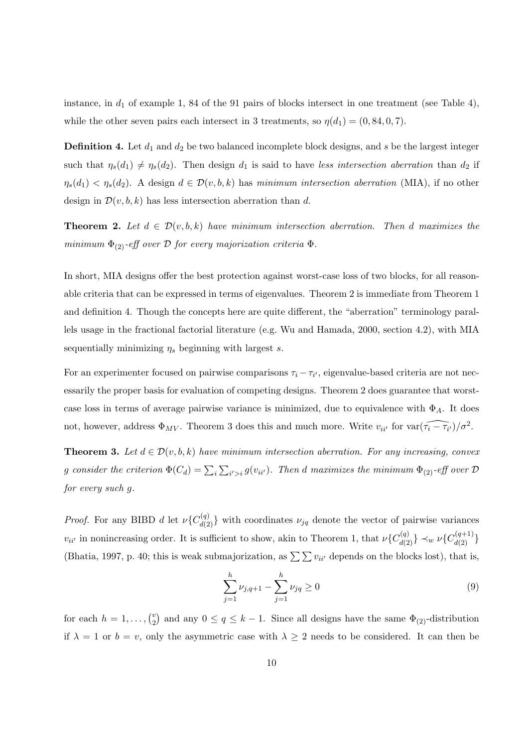instance, in $d_1$ of example 1, 84 of the 91 pairs of blocks intersect in one treatment (see Table 4), while the other seven pairs each intersect in 3 treatments, so $\eta(d_1) = (0, 84, 0, 7)$.

**Definition 4.** Let $d_1$ and $d_2$ be two balanced incomplete block designs, and $s$ be the largest integer such that $\eta_s(d_1) \neq \eta_s(d_2)$. Then design $d_1$ is said to have *less intersection aberration* than $d_2$ if $\eta_s(d_1) < \eta_s(d_2)$. A design $d \in \mathcal{D}(v, b, k)$ has *minimum intersection aberration* (MIA), if no other design in $\mathcal{D}(v, b, k)$ has less intersection aberration than $d$.

**Theorem 2.** *Let $d \in \mathcal{D}(v, b, k)$ have minimum intersection aberration. Then $d$ maximizes the minimum $\Phi_{(2)}$-eff over $\mathcal{D}$ for every majorization criteria $\Phi$.*

In short, MIA designs offer the best protection against worst-case loss of two blocks, for all reasonable criteria that can be expressed in terms of eigenvalues. Theorem 2 is immediate from Theorem 1 and definition 4. Though the concepts here are quite different, the "aberration" terminology parallels usage in the fractional factorial literature (e.g. Wu and Hamada, 2000, section 4.2), with MIA sequentially minimizing $\eta_s$ beginning with largest $s$.

For an experimenter focused on pairwise comparisons $\tau_i - \tau_{i'}$, eigenvalue-based criteria are not necessarily the proper basis for evaluation of competing designs. Theorem 2 does guarantee that worst-case loss in terms of average pairwise variance is minimized, due to equivalence with $\Phi_A$. It does not, however, address $\Phi_{MV}$. Theorem 3 does this and much more. Write $v_{ii'}$ for $\text{var}(\widehat{\tau_i - \tau_{i'}})/\sigma^2$.

**Theorem 3.** *Let $d \in \mathcal{D}(v, b, k)$ have minimum intersection aberration. For any increasing, convex $g$ consider the criterion $\Phi(C_d) = \sum_i \sum_{i'>i} g(v_{ii'})$. Then $d$ maximizes the minimum $\Phi_{(2)}$-eff over $\mathcal{D}$ for every such $g$.*

*Proof.* For any BIBD $d$ let $\nu\{C_{d(2)}^{(q)}\}$ with coordinates $\nu_{jq}$ denote the vector of pairwise variances $v_{ii'}$ in nonincreasing order. It is sufficient to show, akin to Theorem 1, that $\nu\{C_{d(2)}^{(q)}\} \prec_w \nu\{C_{d(2)}^{(q+1)}\}$ (Bhatia, 1997, p. 40; this is weak submajorization, as $\sum\sum v_{ii'}$ depends on the blocks lost), that is,

$$\sum_{j=1}^{h} \nu_{j,q+1} - \sum_{j=1}^{h} \nu_{jq} \geq 0 \tag{9}$$

for each $h = 1, \ldots, \binom{v}{2}$ and any $0 \leq q \leq k-1$. Since all designs have the same $\Phi_{(2)}$-distribution if $\lambda = 1$ or $b = v$, only the asymmetric case with $\lambda \geq 2$ needs to be considered. It can then be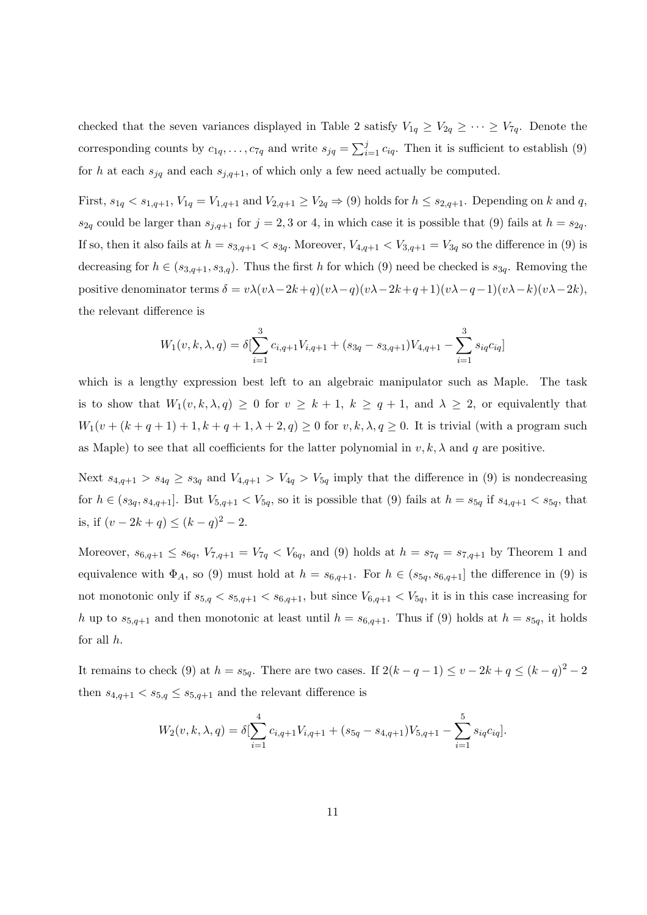checked that the seven variances displayed in Table 2 satisfy $V_{1q} \geq V_{2q} \geq \cdots \geq V_{7q}$. Denote the corresponding counts by $c_{1q}, \ldots, c_{7q}$ and write $s_{jq} = \sum_{i=1}^{j} c_{iq}$. Then it is sufficient to establish (9) for $h$ at each $s_{jq}$ and each $s_{j,q+1}$, of which only a few need actually be computed.

First, $s_{1q} < s_{1,q+1}$, $V_{1q} = V_{1,q+1}$ and $V_{2,q+1} \geq V_{2q} \Rightarrow$ (9) holds for $h \leq s_{2,q+1}$. Depending on $k$ and $q$, $s_{2q}$ could be larger than $s_{j,q+1}$ for $j = 2, 3$ or 4, in which case it is possible that (9) fails at $h = s_{2q}$. If so, then it also fails at $h = s_{3,q+1} < s_{3q}$. Moreover, $V_{4,q+1} < V_{3,q+1} = V_{3q}$ so the difference in (9) is decreasing for $h \in (s_{3,q+1}, s_{3,q})$. Thus the first $h$ for which (9) need be checked is $s_{3q}$. Removing the positive denominator terms $\delta = v\lambda(v\lambda - 2k + q)(v\lambda - q)(v\lambda - 2k + q + 1)(v\lambda - q - 1)(v\lambda - k)(v\lambda - 2k)$, the relevant difference is

$$W_1(v, k, \lambda, q) = \delta[\sum_{i=1}^{3} c_{i,q+1}V_{i,q+1} + (s_{3q} - s_{3,q+1})V_{4,q+1} - \sum_{i=1}^{3} s_{iq}c_{iq}]$$

which is a lengthy expression best left to an algebraic manipulator such as Maple. The task is to show that $W_1(v, k, \lambda, q) \geq 0$ for $v \geq k + 1$, $k \geq q + 1$, and $\lambda \geq 2$, or equivalently that $W_1(v + (k + q + 1) + 1, k + q + 1, \lambda + 2, q) \geq 0$ for $v, k, \lambda, q \geq 0$. It is trivial (with a program such as Maple) to see that all coefficients for the latter polynomial in $v, k, \lambda$ and $q$ are positive.

Next $s_{4,q+1} > s_{4q} \geq s_{3q}$ and $V_{4,q+1} > V_{4q} > V_{5q}$ imply that the difference in (9) is nondecreasing for $h \in (s_{3q}, s_{4,q+1}]$. But $V_{5,q+1} < V_{5q}$, so it is possible that (9) fails at $h = s_{5q}$ if $s_{4,q+1} < s_{5q}$, that is, if $(v - 2k + q) \leq (k - q)^2 - 2$.

Moreover, $s_{6,q+1} \leq s_{6q}$, $V_{7,q+1} = V_{7q} < V_{6q}$, and (9) holds at $h = s_{7q} = s_{7,q+1}$ by Theorem 1 and equivalence with $\Phi_A$, so (9) must hold at $h = s_{6,q+1}$. For $h \in (s_{5q}, s_{6,q+1}]$ the difference in (9) is not monotonic only if $s_{5,q} < s_{5,q+1} < s_{6,q+1}$, but since $V_{6,q+1} < V_{5q}$, it is in this case increasing for $h$ up to $s_{5,q+1}$ and then monotonic at least until $h = s_{6,q+1}$. Thus if (9) holds at $h = s_{5q}$, it holds for all $h$.

It remains to check (9) at $h = s_{5q}$. There are two cases. If $2(k - q - 1) \leq v - 2k + q \leq (k - q)^2 - 2$ then $s_{4,q+1} < s_{5,q} \leq s_{5,q+1}$ and the relevant difference is

$$W_2(v, k, \lambda, q) = \delta[\sum_{i=1}^{4} c_{i,q+1}V_{i,q+1} + (s_{5q} - s_{4,q+1})V_{5,q+1} - \sum_{i=1}^{5} s_{iq}c_{iq}].$$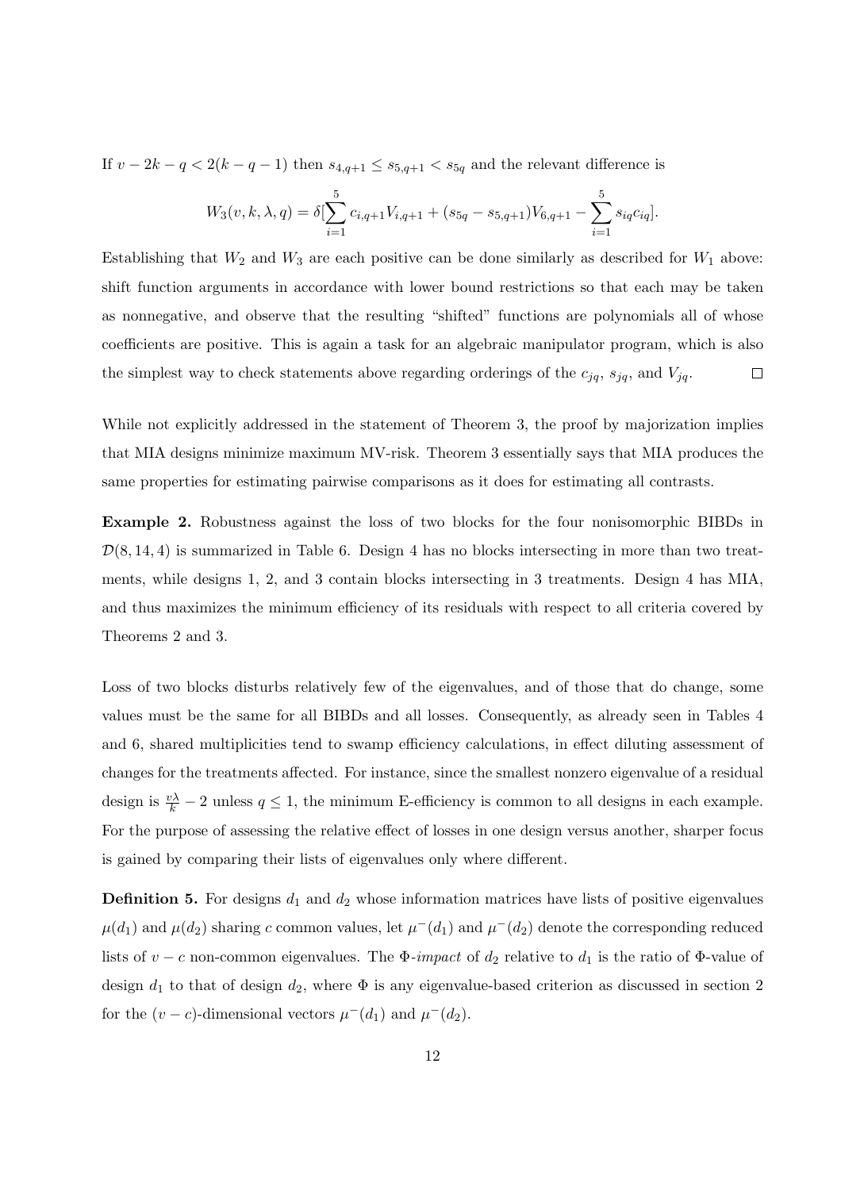If $v - 2k - q < 2(k - q - 1)$ then $s_{4,q+1} \leq s_{5,q+1} < s_{5q}$ and the relevant difference is

$$W_3(v, k, \lambda, q) = \delta[\sum_{i=1}^{5} c_{i,q+1}V_{i,q+1} + (s_{5q} - s_{5,q+1})V_{6,q+1} - \sum_{i=1}^{5} s_{iq}c_{iq}].$$

Establishing that $W_2$ and $W_3$ are each positive can be done similarly as described for $W_1$ above: shift function arguments in accordance with lower bound restrictions so that each may be taken as nonnegative, and observe that the resulting "shifted" functions are polynomials all of whose coefficients are positive. This is again a task for an algebraic manipulator program, which is also the simplest way to check statements above regarding orderings of the $c_{jq}$, $s_{jq}$, and $V_{jq}$. $\square$

While not explicitly addressed in the statement of Theorem 3, the proof by majorization implies that MIA designs minimize maximum MV-risk. Theorem 3 essentially says that MIA produces the same properties for estimating pairwise comparisons as it does for estimating all contrasts.

**Example 2.** Robustness against the loss of two blocks for the four nonisomorphic BIBDs in $\mathcal{D}(8, 14, 4)$ is summarized in Table 6. Design 4 has no blocks intersecting in more than two treatments, while designs 1, 2, and 3 contain blocks intersecting in 3 treatments. Design 4 has MIA, and thus maximizes the minimum efficiency of its residuals with respect to all criteria covered by Theorems 2 and 3.

Loss of two blocks disturbs relatively few of the eigenvalues, and of those that do change, some values must be the same for all BIBDs and all losses. Consequently, as already seen in Tables 4 and 6, shared multiplicities tend to swamp efficiency calculations, in effect diluting assessment of changes for the treatments affected. For instance, since the smallest nonzero eigenvalue of a residual design is $\frac{v\lambda}{k} - 2$ unless $q \leq 1$, the minimum E-efficiency is common to all designs in each example. For the purpose of assessing the relative effect of losses in one design versus another, sharper focus is gained by comparing their lists of eigenvalues only where different.

**Definition 5.** For designs $d_1$ and $d_2$ whose information matrices have lists of positive eigenvalues $\mu(d_1)$ and $\mu(d_2)$ sharing $c$ common values, let $\mu^-(d_1)$ and $\mu^-(d_2)$ denote the corresponding reduced lists of $v - c$ non-common eigenvalues. The $\Phi$-*impact* of $d_2$ relative to $d_1$ is the ratio of $\Phi$-value of design $d_1$ to that of design $d_2$, where $\Phi$ is any eigenvalue-based criterion as discussed in section 2 for the $(v - c)$-dimensional vectors $\mu^-(d_1)$ and $\mu^-(d_2)$.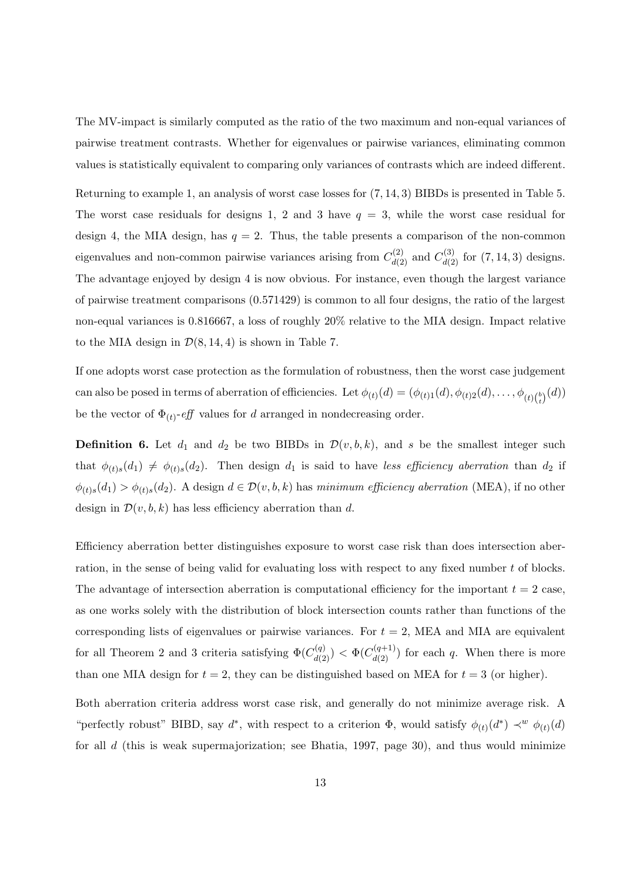The MV-impact is similarly computed as the ratio of the two maximum and non-equal variances of pairwise treatment contrasts. Whether for eigenvalues or pairwise variances, eliminating common values is statistically equivalent to comparing only variances of contrasts which are indeed different.

Returning to example 1, an analysis of worst case losses for $(7, 14, 3)$ BIBDs is presented in Table 5. The worst case residuals for designs 1, 2 and 3 have $q = 3$, while the worst case residual for design 4, the MIA design, has $q = 2$. Thus, the table presents a comparison of the non-common eigenvalues and non-common pairwise variances arising from $C^{(2)}_{d(2)}$ and $C^{(3)}_{d(2)}$ for $(7, 14, 3)$ designs. The advantage enjoyed by design 4 is now obvious. For instance, even though the largest variance of pairwise treatment comparisons (0.571429) is common to all four designs, the ratio of the largest non-equal variances is 0.816667, a loss of roughly 20% relative to the MIA design. Impact relative to the MIA design in $\mathcal{D}(8, 14, 4)$ is shown in Table 7.

If one adopts worst case protection as the formulation of robustness, then the worst case judgement can also be posed in terms of aberration of efficiencies. Let $\phi_{(t)}(d) = (\phi_{(t)1}(d), \phi_{(t)2}(d), \ldots, \phi_{(t)\binom{b}{t}}(d))$ be the vector of $\Phi_{(t)}$-*eff* values for $d$ arranged in nondecreasing order.

**Definition 6.** Let $d_1$ and $d_2$ be two BIBDs in $\mathcal{D}(v, b, k)$, and $s$ be the smallest integer such that $\phi_{(t)s}(d_1) \neq \phi_{(t)s}(d_2)$. Then design $d_1$ is said to have *less efficiency aberration* than $d_2$ if $\phi_{(t)s}(d_1) > \phi_{(t)s}(d_2)$. A design $d \in \mathcal{D}(v, b, k)$ has *minimum efficiency aberration* (MEA), if no other design in $\mathcal{D}(v, b, k)$ has less efficiency aberration than $d$.

Efficiency aberration better distinguishes exposure to worst case risk than does intersection aberration, in the sense of being valid for evaluating loss with respect to any fixed number $t$ of blocks. The advantage of intersection aberration is computational efficiency for the important $t = 2$ case, as one works solely with the distribution of block intersection counts rather than functions of the corresponding lists of eigenvalues or pairwise variances. For $t = 2$, MEA and MIA are equivalent for all Theorem 2 and 3 criteria satisfying $\Phi(C^{(q)}_{d(2)}) < \Phi(C^{(q+1)}_{d(2)})$ for each $q$. When there is more than one MIA design for $t = 2$, they can be distinguished based on MEA for $t = 3$ (or higher).

Both aberration criteria address worst case risk, and generally do not minimize average risk. A "perfectly robust" BIBD, say $d^*$, with respect to a criterion $\Phi$, would satisfy $\phi_{(t)}(d^*) \prec^w \phi_{(t)}(d)$ for all $d$ (this is weak supermajorization; see Bhatia, 1997, page 30), and thus would minimize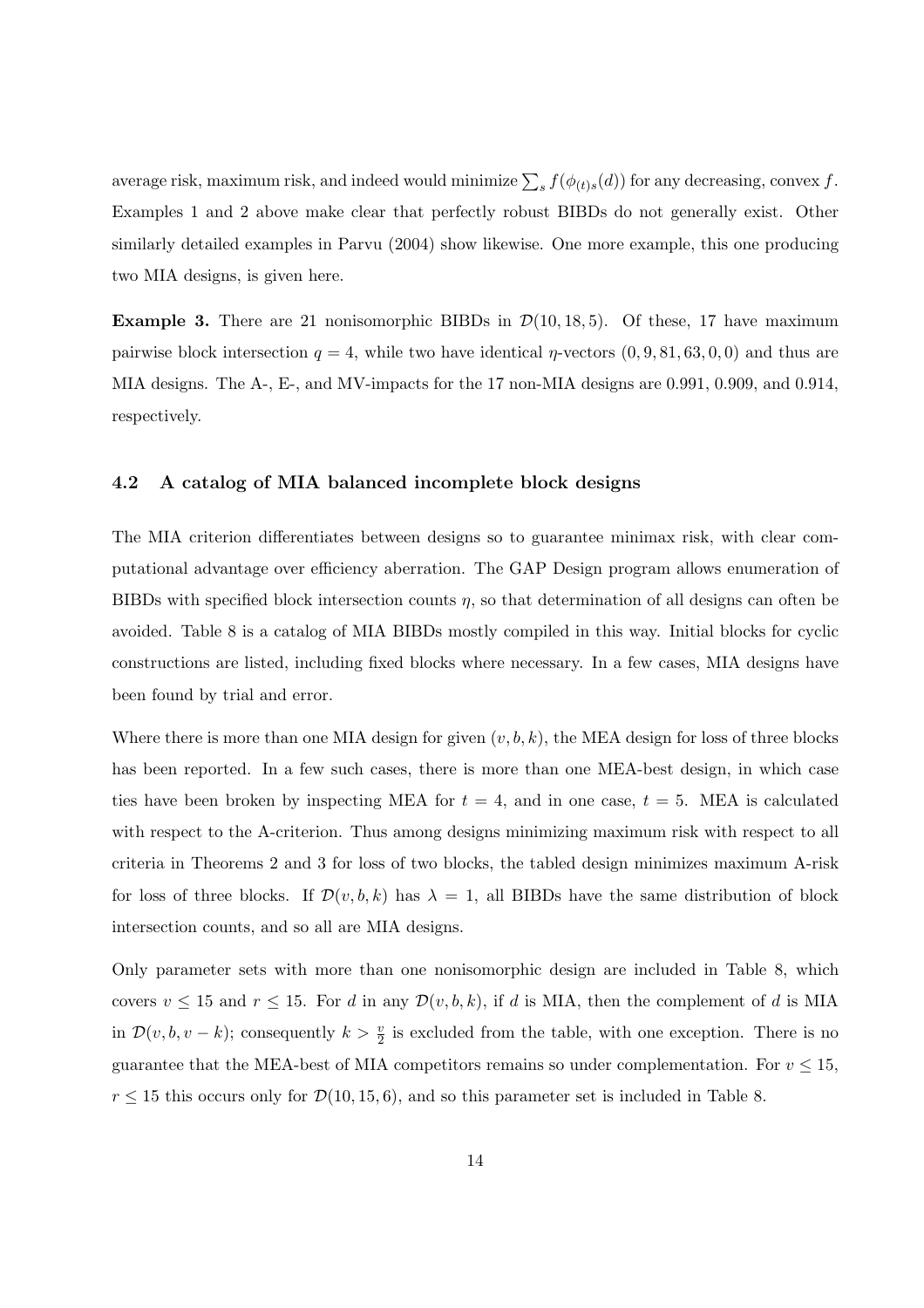average risk, maximum risk, and indeed would minimize $\sum_s f(\phi_{(t)s}(d))$ for any decreasing, convex $f$. Examples 1 and 2 above make clear that perfectly robust BIBDs do not generally exist. Other similarly detailed examples in Parvu (2004) show likewise. One more example, this one producing two MIA designs, is given here.

**Example 3.** There are 21 nonisomorphic BIBDs in $\mathcal{D}(10, 18, 5)$. Of these, 17 have maximum pairwise block intersection $q = 4$, while two have identical $\eta$-vectors $(0, 9, 81, 63, 0, 0)$ and thus are MIA designs. The A-, E-, and MV-impacts for the 17 non-MIA designs are 0.991, 0.909, and 0.914, respectively.

### 4.2 A catalog of MIA balanced incomplete block designs

The MIA criterion differentiates between designs so to guarantee minimax risk, with clear computational advantage over efficiency aberration. The GAP Design program allows enumeration of BIBDs with specified block intersection counts $\eta$, so that determination of all designs can often be avoided. Table 8 is a catalog of MIA BIBDs mostly compiled in this way. Initial blocks for cyclic constructions are listed, including fixed blocks where necessary. In a few cases, MIA designs have been found by trial and error.

Where there is more than one MIA design for given $(v, b, k)$, the MEA design for loss of three blocks has been reported. In a few such cases, there is more than one MEA-best design, in which case ties have been broken by inspecting MEA for $t = 4$, and in one case, $t = 5$. MEA is calculated with respect to the A-criterion. Thus among designs minimizing maximum risk with respect to all criteria in Theorems 2 and 3 for loss of two blocks, the tabled design minimizes maximum A-risk for loss of three blocks. If $\mathcal{D}(v, b, k)$ has $\lambda = 1$, all BIBDs have the same distribution of block intersection counts, and so all are MIA designs.

Only parameter sets with more than one nonisomorphic design are included in Table 8, which covers $v \leq 15$ and $r \leq 15$. For $d$ in any $\mathcal{D}(v, b, k)$, if $d$ is MIA, then the complement of $d$ is MIA in $\mathcal{D}(v, b, v - k)$; consequently $k > \frac{v}{2}$ is excluded from the table, with one exception. There is no guarantee that the MEA-best of MIA competitors remains so under complementation. For $v \leq 15$, $r \leq 15$ this occurs only for $\mathcal{D}(10, 15, 6)$, and so this parameter set is included in Table 8.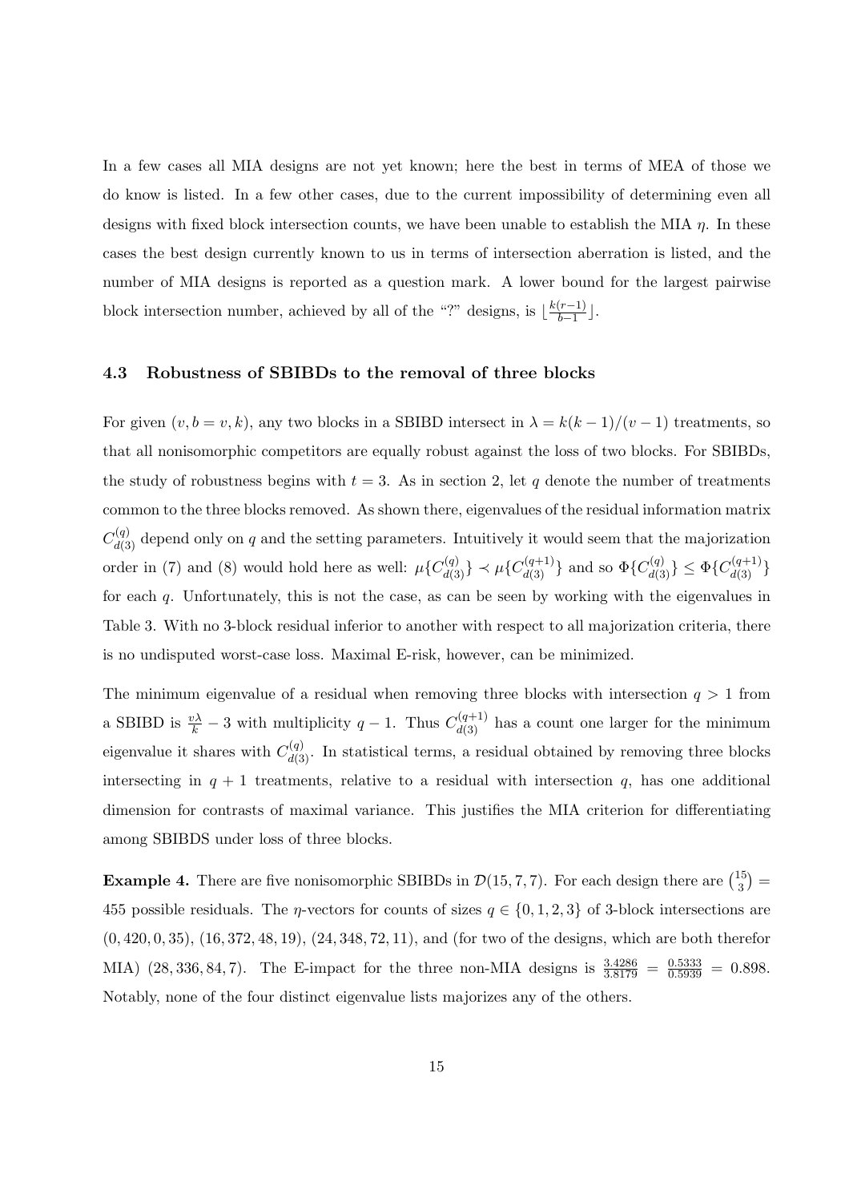In a few cases all MIA designs are not yet known; here the best in terms of MEA of those we do know is listed. In a few other cases, due to the current impossibility of determining even all designs with fixed block intersection counts, we have been unable to establish the MIA $\eta$. In these cases the best design currently known to us in terms of intersection aberration is listed, and the number of MIA designs is reported as a question mark. A lower bound for the largest pairwise block intersection number, achieved by all of the "?" designs, is $\lfloor \frac{k(r-1)}{b-1} \rfloor$.

### 4.3 Robustness of SBIBDs to the removal of three blocks

For given $(v, b = v, k)$, any two blocks in a SBIBD intersect in $\lambda = k(k-1)/(v-1)$ treatments, so that all nonisomorphic competitors are equally robust against the loss of two blocks. For SBIBDs, the study of robustness begins with $t = 3$. As in section 2, let $q$ denote the number of treatments common to the three blocks removed. As shown there, eigenvalues of the residual information matrix $C_{d(3)}^{(q)}$ depend only on $q$ and the setting parameters. Intuitively it would seem that the majorization order in (7) and (8) would hold here as well: $\mu\{C_{d(3)}^{(q)}\} \prec \mu\{C_{d(3)}^{(q+1)}\}$ and so $\Phi\{C_{d(3)}^{(q)}\} \leq \Phi\{C_{d(3)}^{(q+1)}\}$ for each $q$. Unfortunately, this is not the case, as can be seen by working with the eigenvalues in Table 3. With no 3-block residual inferior to another with respect to all majorization criteria, there is no undisputed worst-case loss. Maximal E-risk, however, can be minimized.

The minimum eigenvalue of a residual when removing three blocks with intersection $q > 1$ from a SBIBD is $\frac{v\lambda}{k} - 3$ with multiplicity $q - 1$. Thus $C_{d(3)}^{(q+1)}$ has a count one larger for the minimum eigenvalue it shares with $C_{d(3)}^{(q)}$. In statistical terms, a residual obtained by removing three blocks intersecting in $q + 1$ treatments, relative to a residual with intersection $q$, has one additional dimension for contrasts of maximal variance. This justifies the MIA criterion for differentiating among SBIBDS under loss of three blocks.

**Example 4.** There are five nonisomorphic SBIBDs in $\mathcal{D}(15, 7, 7)$. For each design there are $\binom{15}{3} = 455$ possible residuals. The $\eta$-vectors for counts of sizes $q \in \{0, 1, 2, 3\}$ of 3-block intersections are $(0, 420, 0, 35)$, $(16, 372, 48, 19)$, $(24, 348, 72, 11)$, and (for two of the designs, which are both therefor MIA) $(28, 336, 84, 7)$. The E-impact for the three non-MIA designs is $\frac{3.4286}{3.8179} = \frac{0.5333}{0.5939} = 0.898$. Notably, none of the four distinct eigenvalue lists majorizes any of the others.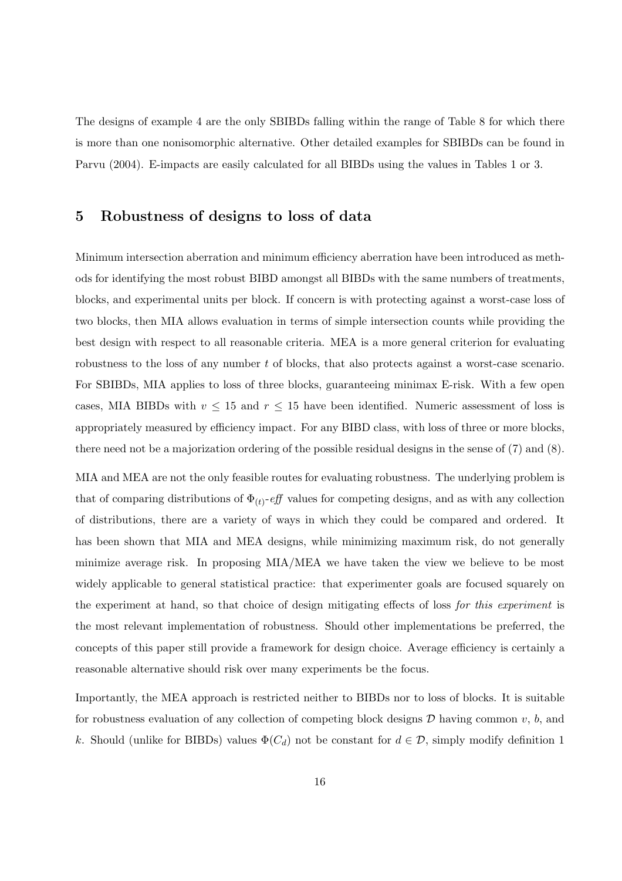The designs of example 4 are the only SBIBDs falling within the range of Table 8 for which there is more than one nonisomorphic alternative. Other detailed examples for SBIBDs can be found in Parvu (2004). E-impacts are easily calculated for all BIBDs using the values in Tables 1 or 3.

## 5 Robustness of designs to loss of data

Minimum intersection aberration and minimum efficiency aberration have been introduced as methods for identifying the most robust BIBD amongst all BIBDs with the same numbers of treatments, blocks, and experimental units per block. If concern is with protecting against a worst-case loss of two blocks, then MIA allows evaluation in terms of simple intersection counts while providing the best design with respect to all reasonable criteria. MEA is a more general criterion for evaluating robustness to the loss of any number $t$ of blocks, that also protects against a worst-case scenario. For SBIBDs, MIA applies to loss of three blocks, guaranteeing minimax E-risk. With a few open cases, MIA BIBDs with $v \leq 15$ and $r \leq 15$ have been identified. Numeric assessment of loss is appropriately measured by efficiency impact. For any BIBD class, with loss of three or more blocks, there need not be a majorization ordering of the possible residual designs in the sense of (7) and (8).

MIA and MEA are not the only feasible routes for evaluating robustness. The underlying problem is that of comparing distributions of $\Phi_{(t)}$-*eff* values for competing designs, and as with any collection of distributions, there are a variety of ways in which they could be compared and ordered. It has been shown that MIA and MEA designs, while minimizing maximum risk, do not generally minimize average risk. In proposing MIA/MEA we have taken the view we believe to be most widely applicable to general statistical practice: that experimenter goals are focused squarely on the experiment at hand, so that choice of design mitigating effects of loss *for this experiment* is the most relevant implementation of robustness. Should other implementations be preferred, the concepts of this paper still provide a framework for design choice. Average efficiency is certainly a reasonable alternative should risk over many experiments be the focus.

Importantly, the MEA approach is restricted neither to BIBDs nor to loss of blocks. It is suitable for robustness evaluation of any collection of competing block designs $\mathcal{D}$ having common $v$, $b$, and $k$. Should (unlike for BIBDs) values $\Phi(C_d)$ not be constant for $d \in \mathcal{D}$, simply modify definition 1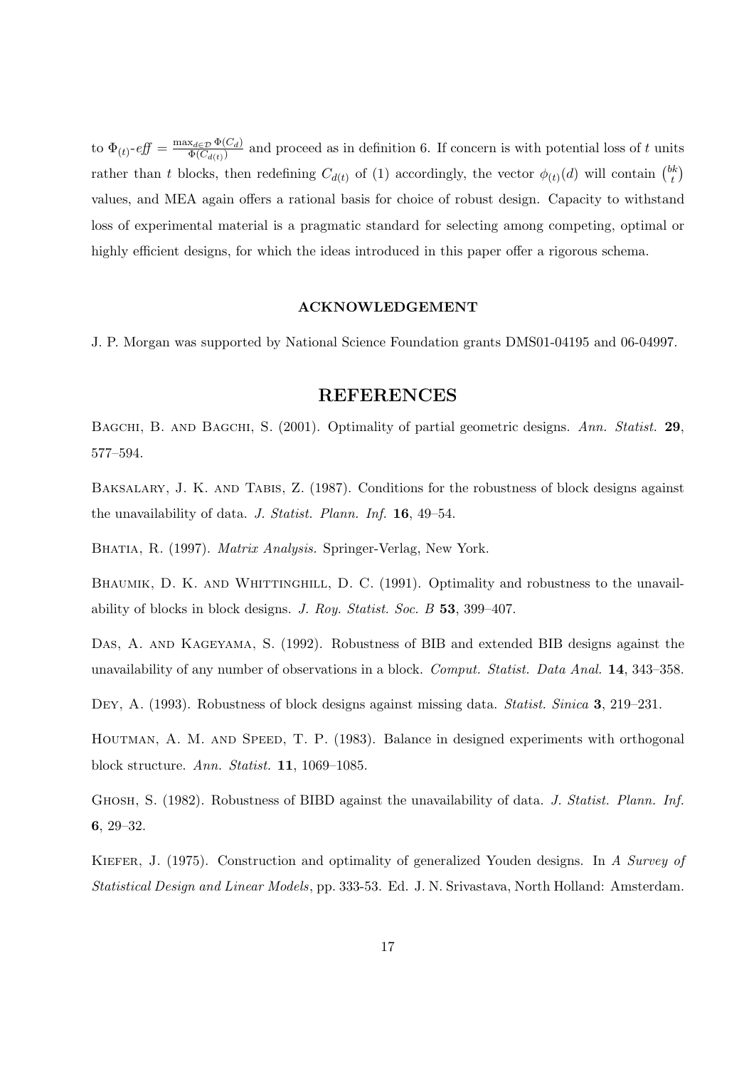to $\Phi_{(t)}\text{-}eff = \frac{\max_{d\in\mathcal{D}} \Phi(C_d)}{\Phi(C_{d(t)})}$ and proceed as in definition 6. If concern is with potential loss of $t$ units rather than $t$ blocks, then redefining $C_{d(t)}$ of (1) accordingly, the vector $\phi_{(t)}(d)$ will contain $\binom{bk}{t}$ values, and MEA again offers a rational basis for choice of robust design. Capacity to withstand loss of experimental material is a pragmatic standard for selecting among competing, optimal or highly efficient designs, for which the ideas introduced in this paper offer a rigorous schema.

### ACKNOWLEDGEMENT

J. P. Morgan was supported by National Science Foundation grants DMS01-04195 and 06-04997.

## REFERENCES

Bagchi, B. and Bagchi, S. (2001). Optimality of partial geometric designs. *Ann. Statist.* **29**, 577–594.

Baksalary, J. K. and Tabis, Z. (1987). Conditions for the robustness of block designs against the unavailability of data. *J. Statist. Plann. Inf.* **16**, 49–54.

Bhatia, R. (1997). *Matrix Analysis.* Springer-Verlag, New York.

Bhaumik, D. K. and Whittinghill, D. C. (1991). Optimality and robustness to the unavailability of blocks in block designs. *J. Roy. Statist. Soc. B* **53**, 399–407.

Das, A. and Kageyama, S. (1992). Robustness of BIB and extended BIB designs against the unavailability of any number of observations in a block. *Comput. Statist. Data Anal.* **14**, 343–358.

Dey, A. (1993). Robustness of block designs against missing data. *Statist. Sinica* **3**, 219–231.

Houtman, A. M. and Speed, T. P. (1983). Balance in designed experiments with orthogonal block structure. *Ann. Statist.* **11**, 1069–1085.

Ghosh, S. (1982). Robustness of BIBD against the unavailability of data. *J. Statist. Plann. Inf.* **6**, 29–32.

Kiefer, J. (1975). Construction and optimality of generalized Youden designs. In *A Survey of Statistical Design and Linear Models*, pp. 333-53. Ed. J. N. Srivastava, North Holland: Amsterdam.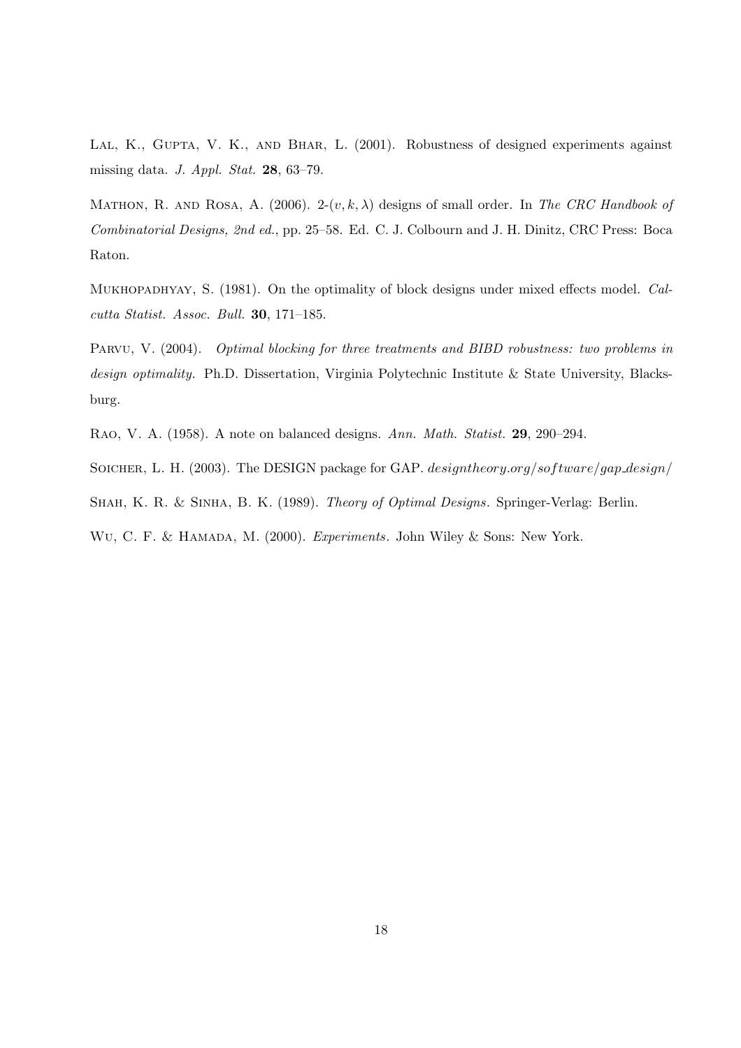Lal, K., Gupta, V. K., and Bhar, L. (2001). Robustness of designed experiments against missing data. *J. Appl. Stat.* **28**, 63–79.

Mathon, R. and Rosa, A. (2006). 2-$(v, k, \lambda)$ designs of small order. In *The CRC Handbook of Combinatorial Designs, 2nd ed.*, pp. 25–58. Ed. C. J. Colbourn and J. H. Dinitz, CRC Press: Boca Raton.

Mukhopadhyay, S. (1981). On the optimality of block designs under mixed effects model. *Calcutta Statist. Assoc. Bull.* **30**, 171–185.

Parvu, V. (2004). *Optimal blocking for three treatments and BIBD robustness: two problems in design optimality.* Ph.D. Dissertation, Virginia Polytechnic Institute & State University, Blacksburg.

Rao, V. A. (1958). A note on balanced designs. *Ann. Math. Statist.* **29**, 290–294.

Soicher, L. H. (2003). The DESIGN package for GAP. *designtheory.org/software/gap_design/*

Shah, K. R. & Sinha, B. K. (1989). *Theory of Optimal Designs*. Springer-Verlag: Berlin.

Wu, C. F. & Hamada, M. (2000). *Experiments*. John Wiley & Sons: New York.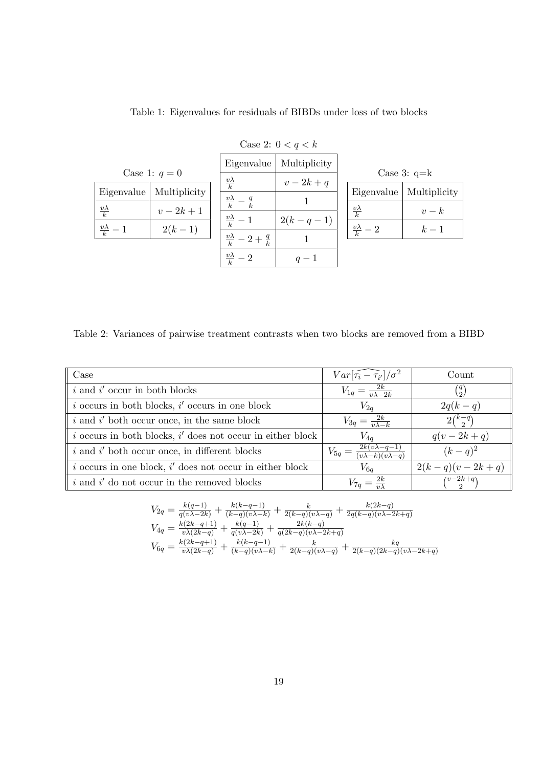Table 1: Eigenvalues for residuals of BIBDs under loss of two blocks

Case 1: $q = 0$

| Eigenvalue | Multiplicity |
|---|---|
| $\frac{v\lambda}{k}$ | $v - 2k + 1$ |
| $\frac{v\lambda}{k} - 1$ | $2(k-1)$ |

Case 2: $0 < q < k$

| Eigenvalue | Multiplicity |
|---|---|
| $\frac{v\lambda}{k}$ | $v - 2k + q$ |
| $\frac{v\lambda}{k} - \frac{q}{k}$ | $1$ |
| $\frac{v\lambda}{k} - 1$ | $2(k - q - 1)$ |
| $\frac{v\lambda}{k} - 2 + \frac{q}{k}$ | $1$ |
| $\frac{v\lambda}{k} - 2$ | $q - 1$ |

Case 3: q=k

| Eigenvalue | Multiplicity |
|---|---|
| $\frac{v\lambda}{k}$ | $v - k$ |
| $\frac{v\lambda}{k} - 2$ | $k - 1$ |

Table 2: Variances of pairwise treatment contrasts when two blocks are removed from a BIBD

| Case | $Var[\widehat{\tau_i - \tau_{i'}}]/\sigma^2$ | Count |
|---|---|---|
| $i$ and $i'$ occur in both blocks | $V_{1q} = \frac{2k}{v\lambda - 2k}$ | $\binom{q}{2}$ |
| $i$ occurs in both blocks, $i'$ occurs in one block | $V_{2q}$ | $2q(k-q)$ |
| $i$ and $i'$ both occur once, in the same block | $V_{3q} = \frac{2k}{v\lambda - k}$ | $2\binom{k-q}{2}$ |
| $i$ occurs in both blocks, $i'$ does not occur in either block | $V_{4q}$ | $q(v - 2k + q)$ |
| $i$ and $i'$ both occur once, in different blocks | $V_{5q} = \frac{2k(v\lambda - q - 1)}{(v\lambda - k)(v\lambda - q)}$ | $(k-q)^2$ |
| $i$ occurs in one block, $i'$ does not occur in either block | $V_{6q}$ | $2(k-q)(v-2k+q)$ |
| $i$ and $i'$ do not occur in the removed blocks | $V_{7q} = \frac{2k}{v\lambda}$ | $\binom{v-2k+q}{2}$ |

$$V_{2q} = \frac{k(q-1)}{q(v\lambda - 2k)} + \frac{k(k-q-1)}{(k-q)(v\lambda - k)} + \frac{k}{2(k-q)(v\lambda - q)} + \frac{k(2k-q)}{2q(k-q)(v\lambda - 2k + q)}$$
$$V_{4q} = \frac{k(2k-q+1)}{v\lambda(2k-q)} + \frac{k(q-1)}{q(v\lambda - 2k)} + \frac{2k(k-q)}{q(2k-q)(v\lambda - 2k + q)}$$
$$V_{6q} = \frac{k(2k-q+1)}{v\lambda(2k-q)} + \frac{k(k-q-1)}{(k-q)(v\lambda - k)} + \frac{k}{2(k-q)(v\lambda - q)} + \frac{kq}{2(k-q)(2k-q)(v\lambda - 2k + q)}$$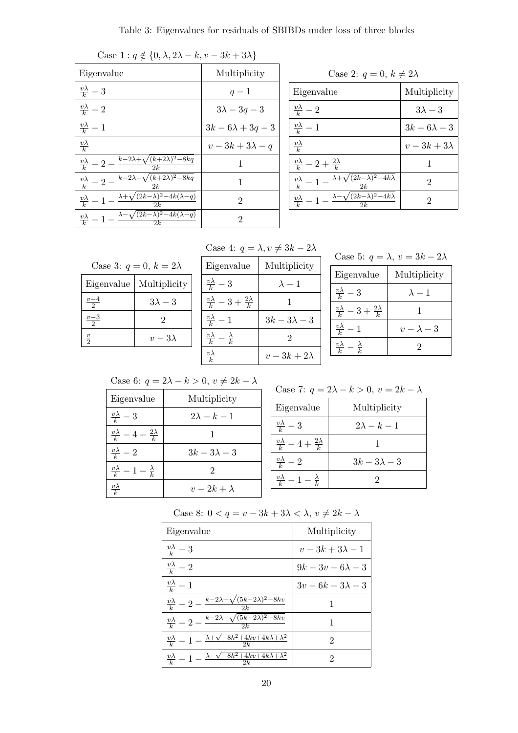Table 3: Eigenvalues for residuals of SBIBDs under loss of three blocks

Case 1 : $q \notin \{0, \lambda, 2\lambda - k, v - 3k + 3\lambda\}$

| Eigenvalue | Multiplicity |
| --- | --- |
| $\frac{v\lambda}{k} - 3$ | $q - 1$ |
| $\frac{v\lambda}{k} - 2$ | $3\lambda - 3q - 3$ |
| $\frac{v\lambda}{k} - 1$ | $3k - 6\lambda + 3q - 3$ |
| $\frac{v\lambda}{k}$ | $v - 3k + 3\lambda - q$ |
| $\frac{v\lambda}{k} - 2 - \frac{k-2\lambda+\sqrt{(k+2\lambda)^2-8kq}}{2k}$ | 1 |
| $\frac{v\lambda}{k} - 2 - \frac{k-2\lambda-\sqrt{(k+2\lambda)^2-8kq}}{2k}$ | 1 |
| $\frac{v\lambda}{k} - 1 - \frac{\lambda+\sqrt{(2k-\lambda)^2-4k(\lambda-q)}}{2k}$ | 2 |
| $\frac{v\lambda}{k} - 1 - \frac{\lambda-\sqrt{(2k-\lambda)^2-4k(\lambda-q)}}{2k}$ | 2 |

Case 2: $q = 0$, $k \neq 2\lambda$

| Eigenvalue | Multiplicity |
| --- | --- |
| $\frac{v\lambda}{k} - 2$ | $3\lambda - 3$ |
| $\frac{v\lambda}{k} - 1$ | $3k - 6\lambda - 3$ |
| $\frac{v\lambda}{k}$ | $v - 3k + 3\lambda$ |
| $\frac{v\lambda}{k} - 2 + \frac{2\lambda}{k}$ | 1 |
| $\frac{v\lambda}{k} - 1 - \frac{\lambda+\sqrt{(2k-\lambda)^2-4k\lambda}}{2k}$ | 2 |
| $\frac{v\lambda}{k} - 1 - \frac{\lambda-\sqrt{(2k-\lambda)^2-4k\lambda}}{2k}$ | 2 |

Case 3: $q = 0$, $k = 2\lambda$

| Eigenvalue | Multiplicity |
| --- | --- |
| $\frac{v-4}{2}$ | $3\lambda - 3$ |
| $\frac{v-3}{2}$ | 2 |
| $\frac{v}{2}$ | $v - 3\lambda$ |

Case 4: $q = \lambda$, $v \neq 3k - 2\lambda$

| Eigenvalue | Multiplicity |
| --- | --- |
| $\frac{v\lambda}{k} - 3$ | $\lambda - 1$ |
| $\frac{v\lambda}{k} - 3 + \frac{2\lambda}{k}$ | 1 |
| $\frac{v\lambda}{k} - 1$ | $3k - 3\lambda - 3$ |
| $\frac{v\lambda}{k} - \frac{\lambda}{k}$ | 2 |
| $\frac{v\lambda}{k}$ | $v - 3k + 2\lambda$ |

Case 5: $q = \lambda$, $v = 3k - 2\lambda$

| Eigenvalue | Multiplicity |
| --- | --- |
| $\frac{v\lambda}{k} - 3$ | $\lambda - 1$ |
| $\frac{v\lambda}{k} - 3 + \frac{2\lambda}{k}$ | 1 |
| $\frac{v\lambda}{k} - 1$ | $v - \lambda - 3$ |
| $\frac{v\lambda}{k} - \frac{\lambda}{k}$ | 2 |

Case 6: $q = 2\lambda - k > 0$, $v \neq 2k - \lambda$

| Eigenvalue | Multiplicity |
| --- | --- |
| $\frac{v\lambda}{k} - 3$ | $2\lambda - k - 1$ |
| $\frac{v\lambda}{k} - 4 + \frac{2\lambda}{k}$ | 1 |
| $\frac{v\lambda}{k} - 2$ | $3k - 3\lambda - 3$ |
| $\frac{v\lambda}{k} - 1 - \frac{\lambda}{k}$ | 2 |
| $\frac{v\lambda}{k}$ | $v - 2k + \lambda$ |

Case 7: $q = 2\lambda - k > 0$, $v = 2k - \lambda$

| Eigenvalue | Multiplicity |
| --- | --- |
| $\frac{v\lambda}{k} - 3$ | $2\lambda - k - 1$ |
| $\frac{v\lambda}{k} - 4 + \frac{2\lambda}{k}$ | 1 |
| $\frac{v\lambda}{k} - 2$ | $3k - 3\lambda - 3$ |
| $\frac{v\lambda}{k} - 1 - \frac{\lambda}{k}$ | 2 |

Case 8: $0 < q = v - 3k + 3\lambda < \lambda$, $v \neq 2k - \lambda$

| Eigenvalue | Multiplicity |
| --- | --- |
| $\frac{v\lambda}{k} - 3$ | $v - 3k + 3\lambda - 1$ |
| $\frac{v\lambda}{k} - 2$ | $9k - 3v - 6\lambda - 3$ |
| $\frac{v\lambda}{k} - 1$ | $3v - 6k + 3\lambda - 3$ |
| $\frac{v\lambda}{k} - 2 - \frac{k-2\lambda+\sqrt{(5k-2\lambda)^2-8kv}}{2k}$ | 1 |
| $\frac{v\lambda}{k} - 2 - \frac{k-2\lambda-\sqrt{(5k-2\lambda)^2-8kv}}{2k}$ | 1 |
| $\frac{v\lambda}{k} - 1 - \frac{\lambda+\sqrt{-8k^2+4kv+4k\lambda+\lambda^2}}{2k}$ | 2 |
| $\frac{v\lambda}{k} - 1 - \frac{\lambda-\sqrt{-8k^2+4kv+4k\lambda+\lambda^2}}{2k}$ | 2 |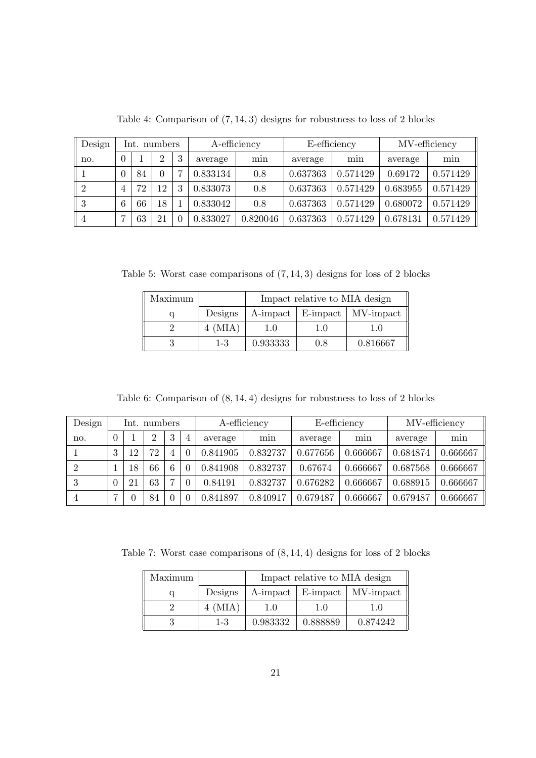Table 4: Comparison of $(7, 14, 3)$ designs for robustness to loss of 2 blocks

| Design | Int. numbers | | | | A-efficiency | | E-efficiency | | MV-efficiency | |
|---|---|---|---|---|---|---|---|---|---|---|
| no. | 0 | 1 | 2 | 3 | average | min | average | min | average | min |
| 1 | 0 | 84 | 0 | 7 | 0.833134 | 0.8 | 0.637363 | 0.571429 | 0.69172 | 0.571429 |
| 2 | 4 | 72 | 12 | 3 | 0.833073 | 0.8 | 0.637363 | 0.571429 | 0.683955 | 0.571429 |
| 3 | 6 | 66 | 18 | 1 | 0.833042 | 0.8 | 0.637363 | 0.571429 | 0.680072 | 0.571429 |
| 4 | 7 | 63 | 21 | 0 | 0.833027 | 0.820046 | 0.637363 | 0.571429 | 0.678131 | 0.571429 |

Table 5: Worst case comparisons of $(7, 14, 3)$ designs for loss of 2 blocks

| Maximum | | Impact relative to MIA design | | |
|---|---|---|---|---|
| q | Designs | A-impact | E-impact | MV-impact |
| 2 | 4 (MIA) | 1.0 | 1.0 | 1.0 |
| 3 | 1-3 | 0.933333 | 0.8 | 0.816667 |

Table 6: Comparison of $(8, 14, 4)$ designs for robustness to loss of 2 blocks

| Design | Int. numbers | | | | | A-efficiency | | E-efficiency | | MV-efficiency | |
|---|---|---|---|---|---|---|---|---|---|---|---|
| no. | 0 | 1 | 2 | 3 | 4 | average | min | average | min | average | min |
| 1 | 3 | 12 | 72 | 4 | 0 | 0.841905 | 0.832737 | 0.677656 | 0.666667 | 0.684874 | 0.666667 |
| 2 | 1 | 18 | 66 | 6 | 0 | 0.841908 | 0.832737 | 0.67674 | 0.666667 | 0.687568 | 0.666667 |
| 3 | 0 | 21 | 63 | 7 | 0 | 0.84191 | 0.832737 | 0.676282 | 0.666667 | 0.688915 | 0.666667 |
| 4 | 7 | 0 | 84 | 0 | 0 | 0.841897 | 0.840917 | 0.679487 | 0.666667 | 0.679487 | 0.666667 |

Table 7: Worst case comparisons of $(8, 14, 4)$ designs for loss of 2 blocks

| Maximum | | Impact relative to MIA design | | |
|---|---|---|---|---|
| q | Designs | A-impact | E-impact | MV-impact |
| 2 | 4 (MIA) | 1.0 | 1.0 | 1.0 |
| 3 | 1-3 | 0.983332 | 0.888889 | 0.874242 |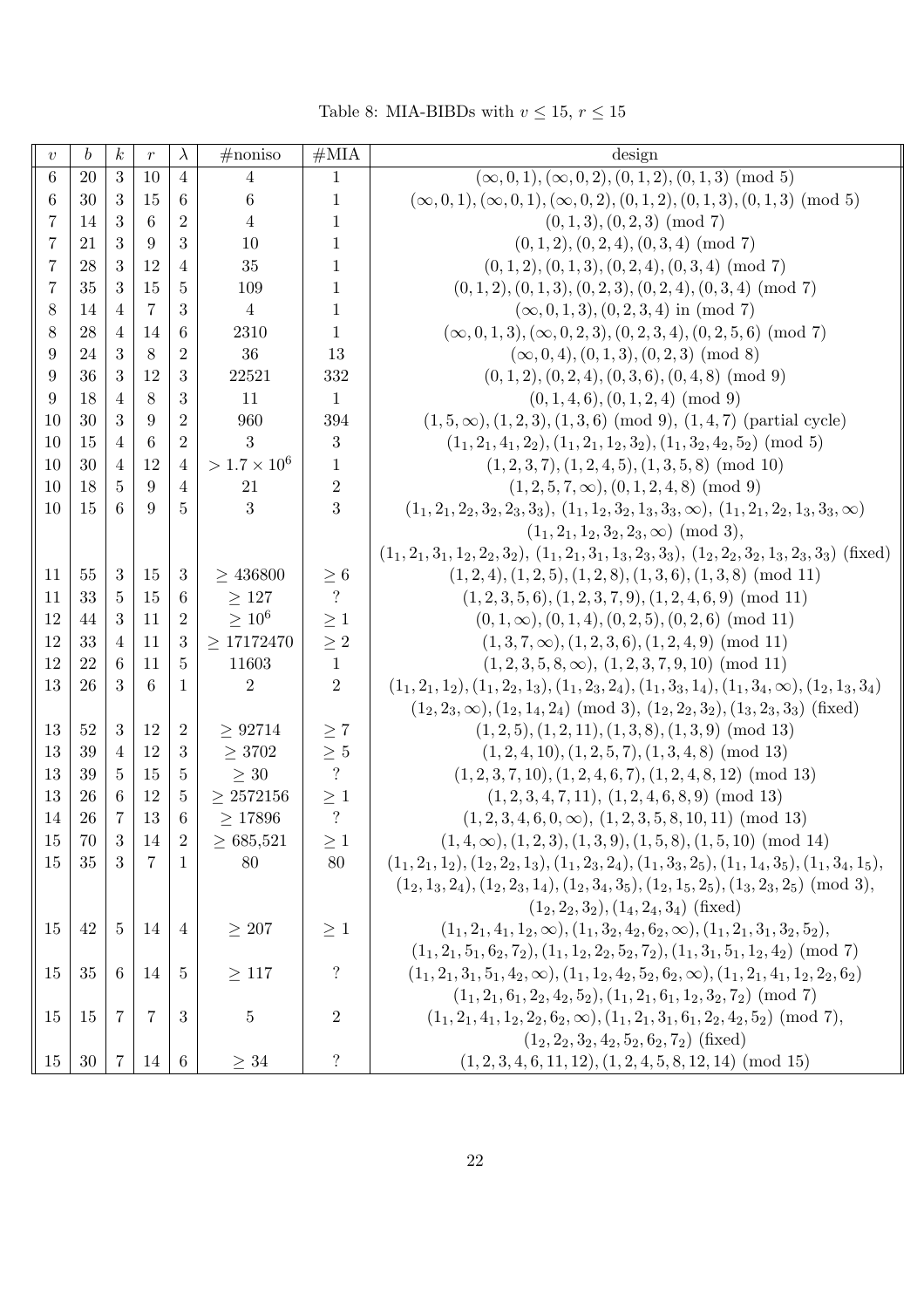Table 8: MIA-BIBDs with $v \leq 15$, $r \leq 15$

| $v$ | $b$ | $k$ | $r$ | $\lambda$ | #noniso | #MIA | design |
|---|---|---|---|---|---|---|---|
| 6 | 20 | 3 | 10 | 4 | 4 | 1 | $(\infty,0,1),(\infty,0,2),(0,1,2),(0,1,3)$ (mod 5) |
| 6 | 30 | 3 | 15 | 6 | 6 | 1 | $(\infty,0,1),(\infty,0,1),(\infty,0,2),(0,1,2),(0,1,3),(0,1,3)$ (mod 5) |
| 7 | 14 | 3 | 6 | 2 | 4 | 1 | $(0,1,3),(0,2,3)$ (mod 7) |
| 7 | 21 | 3 | 9 | 3 | 10 | 1 | $(0,1,2),(0,2,4),(0,3,4)$ (mod 7) |
| 7 | 28 | 3 | 12 | 4 | 35 | 1 | $(0,1,2),(0,1,3),(0,2,4),(0,3,4)$ (mod 7) |
| 7 | 35 | 3 | 15 | 5 | 109 | 1 | $(0,1,2),(0,1,3),(0,2,3),(0,2,4),(0,3,4)$ (mod 7) |
| 8 | 14 | 4 | 7 | 3 | 4 | 1 | $(\infty,0,1,3),(0,2,3,4)$ in (mod 7) |
| 8 | 28 | 4 | 14 | 6 | 2310 | 1 | $(\infty,0,1,3),(\infty,0,2,3),(0,2,3,4),(0,2,5,6)$ (mod 7) |
| 9 | 24 | 3 | 8 | 2 | 36 | 13 | $(\infty,0,4),(0,1,3),(0,2,3)$ (mod 8) |
| 9 | 36 | 3 | 12 | 3 | 22521 | 332 | $(0,1,2),(0,2,4),(0,3,6),(0,4,8)$ (mod 9) |
| 9 | 18 | 4 | 8 | 3 | 11 | 1 | $(0,1,4,6),(0,1,2,4)$ (mod 9) |
| 10 | 30 | 3 | 9 | 2 | 960 | 394 | $(1,5,\infty),(1,2,3),(1,3,6)$ (mod 9), $(1,4,7)$ (partial cycle) |
| 10 | 15 | 4 | 6 | 2 | 3 | 3 | $(1_1,2_1,4_1,2_2),(1_1,2_1,1_2,3_2),(1_1,3_2,4_2,5_2)$ (mod 5) |
| 10 | 30 | 4 | 12 | 4 | $> 1.7 \times 10^6$ | 1 | $(1,2,3,7),(1,2,4,5),(1,3,5,8)$ (mod 10) |
| 10 | 18 | 5 | 9 | 4 | 21 | 2 | $(1,2,5,7,\infty),(0,1,2,4,8)$ (mod 9) |
| 10 | 15 | 6 | 9 | 5 | 3 | 3 | $(1_1,2_1,2_2,3_2,2_3,3_3)$, $(1_1,1_2,3_2,1_3,3_3,\infty)$, $(1_1,2_1,2_2,1_3,3_3,\infty)$ $(1_1,2_1,1_2,3_2,2_3,\infty)$ (mod 3), $(1_1,2_1,3_1,1_2,2_2,3_2)$, $(1_1,2_1,3_1,1_3,2_3,3_3)$, $(1_2,2_2,3_2,1_3,2_3,3_3)$ (fixed) |
| 11 | 55 | 3 | 15 | 3 | $\geq 436800$ | $\geq 6$ | $(1,2,4),(1,2,5),(1,2,8),(1,3,6),(1,3,8)$ (mod 11) |
| 11 | 33 | 5 | 15 | 6 | $\geq 127$ | ? | $(1,2,3,5,6),(1,2,3,7,9),(1,2,4,6,9)$ (mod 11) |
| 12 | 44 | 3 | 11 | 2 | $\geq 10^6$ | $\geq 1$ | $(0,1,\infty),(0,1,4),(0,2,5),(0,2,6)$ (mod 11) |
| 12 | 33 | 4 | 11 | 3 | $\geq 17172470$ | $\geq 2$ | $(1,3,7,\infty),(1,2,3,6),(1,2,4,9)$ (mod 11) |
| 12 | 22 | 6 | 11 | 5 | 11603 | 1 | $(1,2,3,5,8,\infty)$, $(1,2,3,7,9,10)$ (mod 11) |
| 13 | 26 | 3 | 6 | 1 | 2 | 2 | $(1_1,2_1,1_2),(1_1,2_2,1_3),(1_1,2_3,2_4),(1_1,3_3,1_4),(1_1,3_4,\infty),(1_2,1_3,3_4)$ $(1_2,2_3,\infty),(1_2,1_4,2_4)$ (mod 3), $(1_2,2_2,3_2),(1_3,2_3,3_3)$ (fixed) |
| 13 | 52 | 3 | 12 | 2 | $\geq 92714$ | $\geq 7$ | $(1,2,5),(1,2,11),(1,3,8),(1,3,9)$ (mod 13) |
| 13 | 39 | 4 | 12 | 3 | $\geq 3702$ | $\geq 5$ | $(1,2,4,10),(1,2,5,7),(1,3,4,8)$ (mod 13) |
| 13 | 39 | 5 | 15 | 5 | $\geq 30$ | ? | $(1,2,3,7,10),(1,2,4,6,7),(1,2,4,8,12)$ (mod 13) |
| 13 | 26 | 6 | 12 | 5 | $\geq 2572156$ | $\geq 1$ | $(1,2,3,4,7,11)$, $(1,2,4,6,8,9)$ (mod 13) |
| 14 | 26 | 7 | 13 | 6 | $\geq 17896$ | ? | $(1,2,3,4,6,0,\infty)$, $(1,2,3,5,8,10,11)$ (mod 13) |
| 15 | 70 | 3 | 14 | 2 | $\geq 685{,}521$ | $\geq 1$ | $(1,4,\infty),(1,2,3),(1,3,9),(1,5,8),(1,5,10)$ (mod 14) |
| 15 | 35 | 3 | 7 | 1 | 80 | 80 | $(1_1,2_1,1_2),(1_2,2_2,1_3),(1_1,2_3,2_4),(1_1,3_3,2_5),(1_1,1_4,3_5),(1_1,3_4,1_5)$, $(1_2,1_3,2_4),(1_2,2_3,1_4),(1_2,3_4,3_5),(1_2,1_5,2_5),(1_3,2_3,2_5)$ (mod 3), $(1_2,2_2,3_2),(1_4,2_4,3_4)$ (fixed) |
| 15 | 42 | 5 | 14 | 4 | $\geq 207$ | $\geq 1$ | $(1_1,2_1,4_1,1_2,\infty),(1_1,3_2,4_2,6_2,\infty),(1_1,2_1,3_1,3_2,5_2)$, $(1_1,2_1,5_1,6_2,7_2),(1_1,1_2,2_2,5_2,7_2),(1_1,3_1,5_1,1_2,4_2)$ (mod 7) |
| 15 | 35 | 6 | 14 | 5 | $\geq 117$ | ? | $(1_1,2_1,3_1,5_1,4_2,\infty),(1_1,1_2,4_2,5_2,6_2,\infty),(1_1,2_1,4_1,1_2,2_2,6_2)$ $(1_1,2_1,6_1,2_2,4_2,5_2),(1_1,2_1,6_1,1_2,3_2,7_2)$ (mod 7) |
| 15 | 15 | 7 | 7 | 3 | 5 | 2 | $(1_1,2_1,4_1,1_2,2_2,6_2,\infty),(1_1,2_1,3_1,6_1,2_2,4_2,5_2)$ (mod 7), $(1_2,2_2,3_2,4_2,5_2,6_2,7_2)$ (fixed) |
| 15 | 30 | 7 | 14 | 6 | $\geq 34$ | ? | $(1,2,3,4,6,11,12),(1,2,4,5,8,12,14)$ (mod 15) |